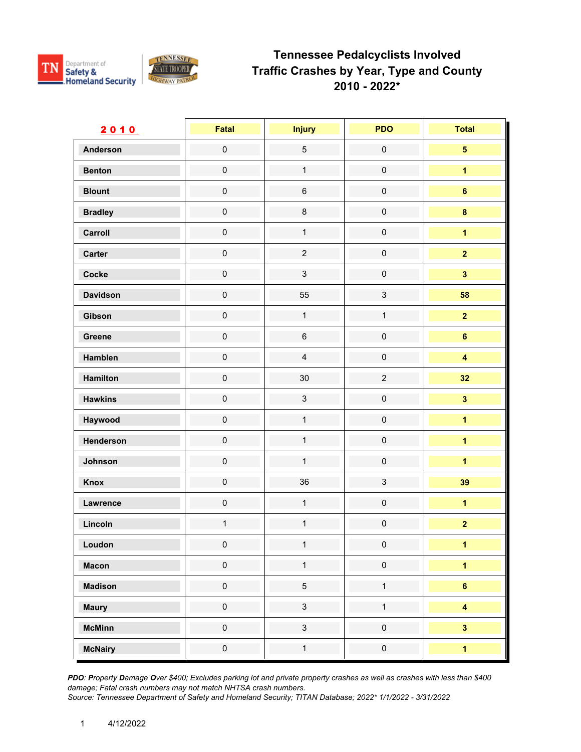# Tennessee Pedalcyclists Involved Traffic Crashes by Year, Type and County 2010 - 2022*

| 2010 | Fatal | Injury | PDO | Total |
|---|---|---|---|---|
| Anderson | 0 | 5 | 0 | 5 |
| Benton | 0 | 1 | 0 | 1 |
| Blount | 0 | 6 | 0 | 6 |
| Bradley | 0 | 8 | 0 | 8 |
| Carroll | 0 | 1 | 0 | 1 |
| Carter | 0 | 2 | 0 | 2 |
| Cocke | 0 | 3 | 0 | 3 |
| Davidson | 0 | 55 | 3 | 58 |
| Gibson | 0 | 1 | 1 | 2 |
| Greene | 0 | 6 | 0 | 6 |
| Hamblen | 0 | 4 | 0 | 4 |
| Hamilton | 0 | 30 | 2 | 32 |
| Hawkins | 0 | 3 | 0 | 3 |
| Haywood | 0 | 1 | 0 | 1 |
| Henderson | 0 | 1 | 0 | 1 |
| Johnson | 0 | 1 | 0 | 1 |
| Knox | 0 | 36 | 3 | 39 |
| Lawrence | 0 | 1 | 0 | 1 |
| Lincoln | 1 | 1 | 0 | 2 |
| Loudon | 0 | 1 | 0 | 1 |
| Macon | 0 | 1 | 0 | 1 |
| Madison | 0 | 5 | 1 | 6 |
| Maury | 0 | 3 | 1 | 4 |
| McMinn | 0 | 3 | 0 | 3 |
| McNairy | 0 | 1 | 0 | 1 |

*PDO: **P**roperty **D**amage **O**ver $400; Excludes parking lot and private property crashes as well as crashes with less than $400 damage; Fatal crash numbers may not match NHTSA crash numbers.*
*Source: Tennessee Department of Safety and Homeland Security; TITAN Database; 2022* 1/1/2022 - 3/31/2022*

4/12/2022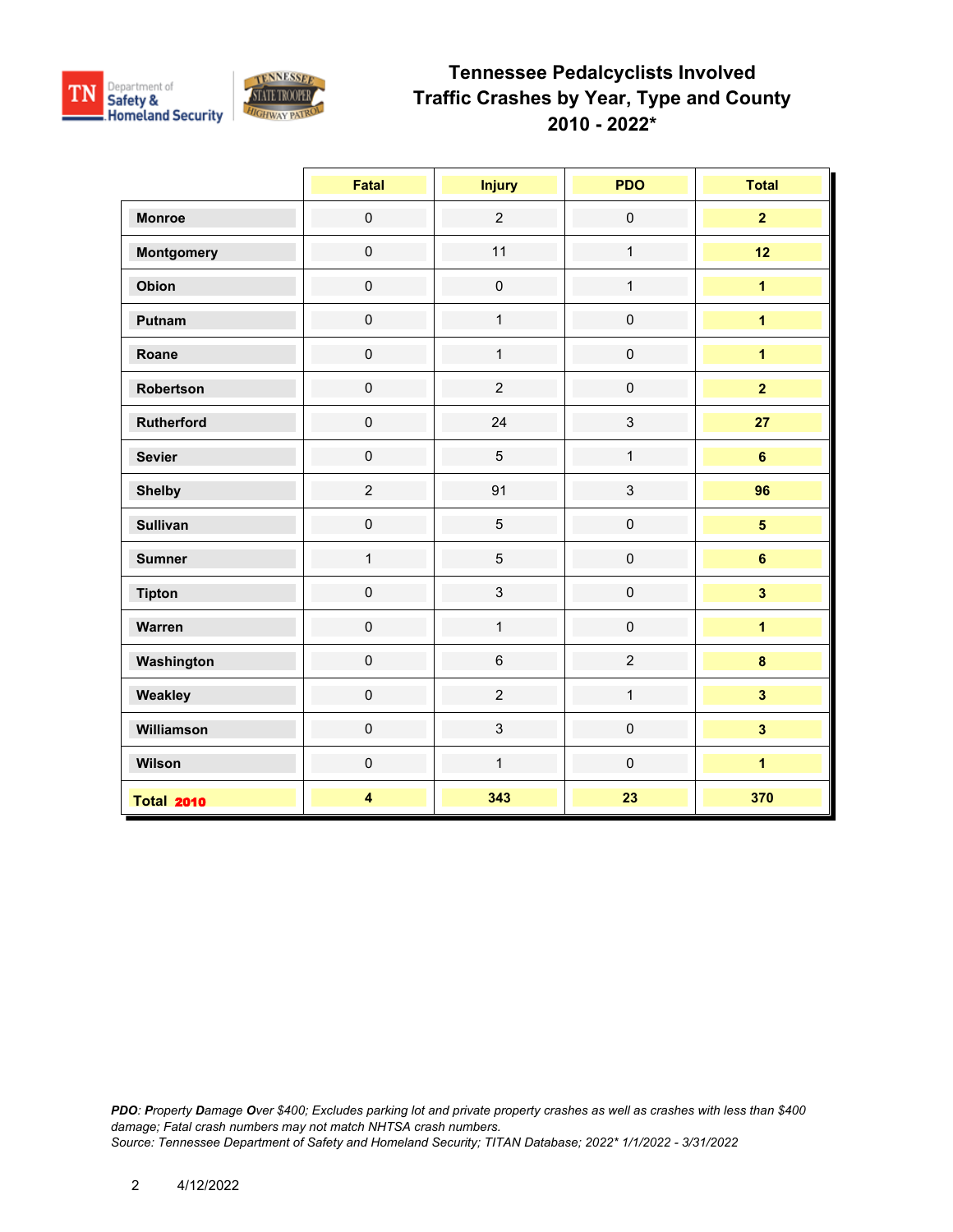# Tennessee Pedalcyclists Involved Traffic Crashes by Year, Type and County 2010 - 2022*

| | Fatal | Injury | PDO | Total |
|---|---|---|---|---|
| **Monroe** | 0 | 2 | 0 | **2** |
| **Montgomery** | 0 | 11 | 1 | **12** |
| **Obion** | 0 | 0 | 1 | **1** |
| **Putnam** | 0 | 1 | 0 | **1** |
| **Roane** | 0 | 1 | 0 | **1** |
| **Robertson** | 0 | 2 | 0 | **2** |
| **Rutherford** | 0 | 24 | 3 | **27** |
| **Sevier** | 0 | 5 | 1 | **6** |
| **Shelby** | 2 | 91 | 3 | **96** |
| **Sullivan** | 0 | 5 | 0 | **5** |
| **Sumner** | 1 | 5 | 0 | **6** |
| **Tipton** | 0 | 3 | 0 | **3** |
| **Warren** | 0 | 1 | 0 | **1** |
| **Washington** | 0 | 6 | 2 | **8** |
| **Weakley** | 0 | 2 | 1 | **3** |
| **Williamson** | 0 | 3 | 0 | **3** |
| **Wilson** | 0 | 1 | 0 | **1** |
| **Total 2010** | **4** | **343** | **23** | **370** |

*__PDO__: __P__roperty __D__amage __O__ver $400; Excludes parking lot and private property crashes as well as crashes with less than $400 damage; Fatal crash numbers may not match NHTSA crash numbers.*
*Source: Tennessee Department of Safety and Homeland Security; TITAN Database; 2022* 1/1/2022 - 3/31/2022*

4/12/2022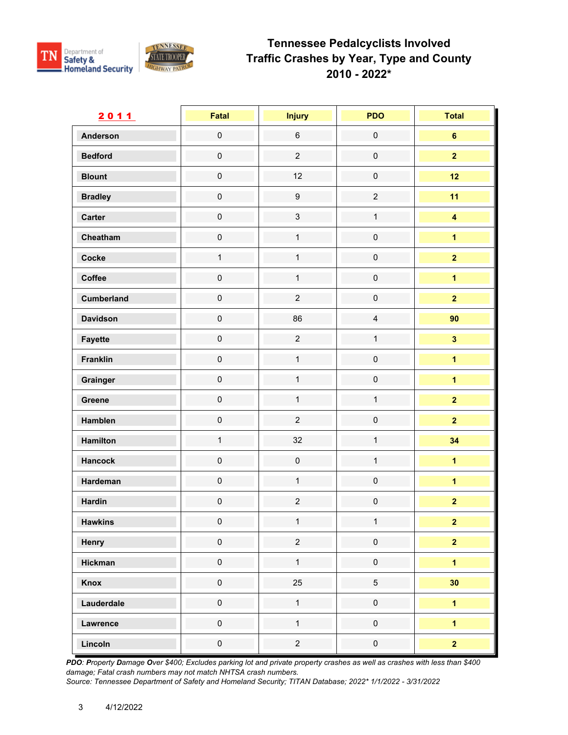# Tennessee Pedalcyclists Involved Traffic Crashes by Year, Type and County 2010 - 2022*

| 2011 | Fatal | Injury | PDO | Total |
|---|---|---|---|---|
| Anderson | 0 | 6 | 0 | **6** |
| Bedford | 0 | 2 | 0 | **2** |
| Blount | 0 | 12 | 0 | **12** |
| Bradley | 0 | 9 | 2 | **11** |
| Carter | 0 | 3 | 1 | **4** |
| Cheatham | 0 | 1 | 0 | **1** |
| Cocke | 1 | 1 | 0 | **2** |
| Coffee | 0 | 1 | 0 | **1** |
| Cumberland | 0 | 2 | 0 | **2** |
| Davidson | 0 | 86 | 4 | **90** |
| Fayette | 0 | 2 | 1 | **3** |
| Franklin | 0 | 1 | 0 | **1** |
| Grainger | 0 | 1 | 0 | **1** |
| Greene | 0 | 1 | 1 | **2** |
| Hamblen | 0 | 2 | 0 | **2** |
| Hamilton | 1 | 32 | 1 | **34** |
| Hancock | 0 | 0 | 1 | **1** |
| Hardeman | 0 | 1 | 0 | **1** |
| Hardin | 0 | 2 | 0 | **2** |
| Hawkins | 0 | 1 | 1 | **2** |
| Henry | 0 | 2 | 0 | **2** |
| Hickman | 0 | 1 | 0 | **1** |
| Knox | 0 | 25 | 5 | **30** |
| Lauderdale | 0 | 1 | 0 | **1** |
| Lawrence | 0 | 1 | 0 | **1** |
| Lincoln | 0 | 2 | 0 | **2** |

*PDO: Property Damage Over $400; Excludes parking lot and private property crashes as well as crashes with less than $400 damage; Fatal crash numbers may not match NHTSA crash numbers.*
*Source: Tennessee Department of Safety and Homeland Security; TITAN Database; 2022* 1/1/2022 - 3/31/2022*

4/12/2022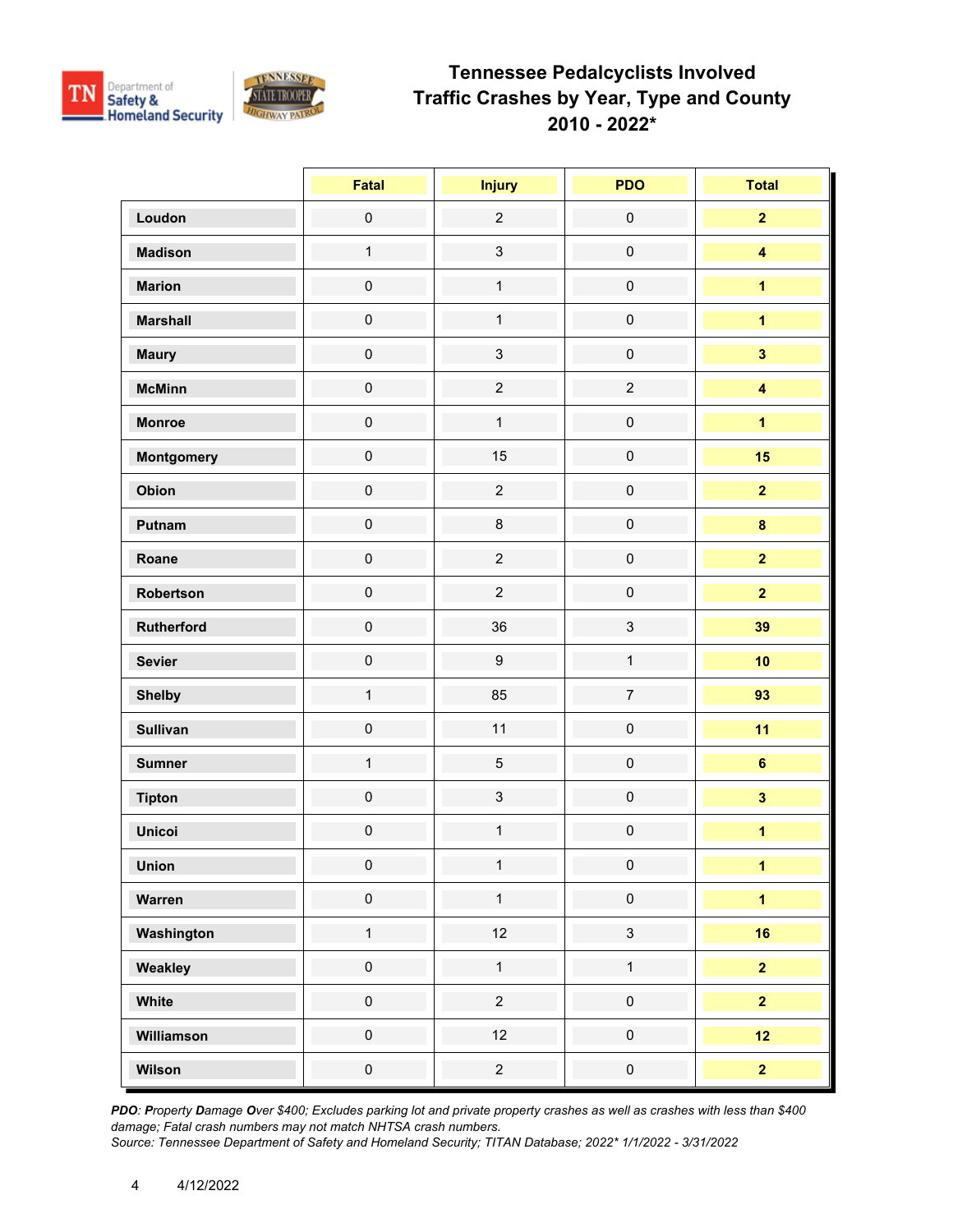# Tennessee Pedalcyclists Involved Traffic Crashes by Year, Type and County 2010 - 2022*

| | Fatal | Injury | PDO | Total |
|---|---|---|---|---|
| **Loudon** | 0 | 2 | 0 | **2** |
| **Madison** | 1 | 3 | 0 | **4** |
| **Marion** | 0 | 1 | 0 | **1** |
| **Marshall** | 0 | 1 | 0 | **1** |
| **Maury** | 0 | 3 | 0 | **3** |
| **McMinn** | 0 | 2 | 2 | **4** |
| **Monroe** | 0 | 1 | 0 | **1** |
| **Montgomery** | 0 | 15 | 0 | **15** |
| **Obion** | 0 | 2 | 0 | **2** |
| **Putnam** | 0 | 8 | 0 | **8** |
| **Roane** | 0 | 2 | 0 | **2** |
| **Robertson** | 0 | 2 | 0 | **2** |
| **Rutherford** | 0 | 36 | 3 | **39** |
| **Sevier** | 0 | 9 | 1 | **10** |
| **Shelby** | 1 | 85 | 7 | **93** |
| **Sullivan** | 0 | 11 | 0 | **11** |
| **Sumner** | 1 | 5 | 0 | **6** |
| **Tipton** | 0 | 3 | 0 | **3** |
| **Unicoi** | 0 | 1 | 0 | **1** |
| **Union** | 0 | 1 | 0 | **1** |
| **Warren** | 0 | 1 | 0 | **1** |
| **Washington** | 1 | 12 | 3 | **16** |
| **Weakley** | 0 | 1 | 1 | **2** |
| **White** | 0 | 2 | 0 | **2** |
| **Williamson** | 0 | 12 | 0 | **12** |
| **Wilson** | 0 | 2 | 0 | **2** |

*__PDO__: __P__roperty __D__amage __O__ver $400; Excludes parking lot and private property crashes as well as crashes with less than $400 damage; Fatal crash numbers may not match NHTSA crash numbers.*
*Source: Tennessee Department of Safety and Homeland Security; TITAN Database; 2022* 1/1/2022 - 3/31/2022*

4/12/2022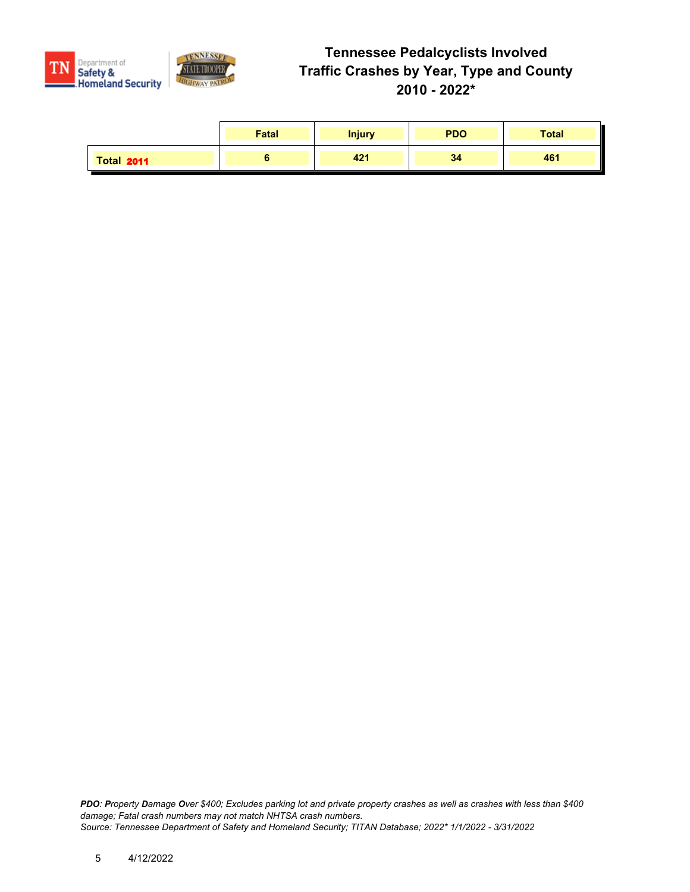# Tennessee Pedalcyclists Involved Traffic Crashes by Year, Type and County 2010 - 2022*

| | Fatal | Injury | PDO | Total |
|---|---|---|---|---|
| **Total 2011** | 6 | 421 | 34 | 461 |

***PDO**: **P**roperty **D**amage **O**ver $400; Excludes parking lot and private property crashes as well as crashes with less than $400 damage; Fatal crash numbers may not match NHTSA crash numbers.*

*Source: Tennessee Department of Safety and Homeland Security; TITAN Database; 2022* 1/1/2022 - 3/31/2022*

4/12/2022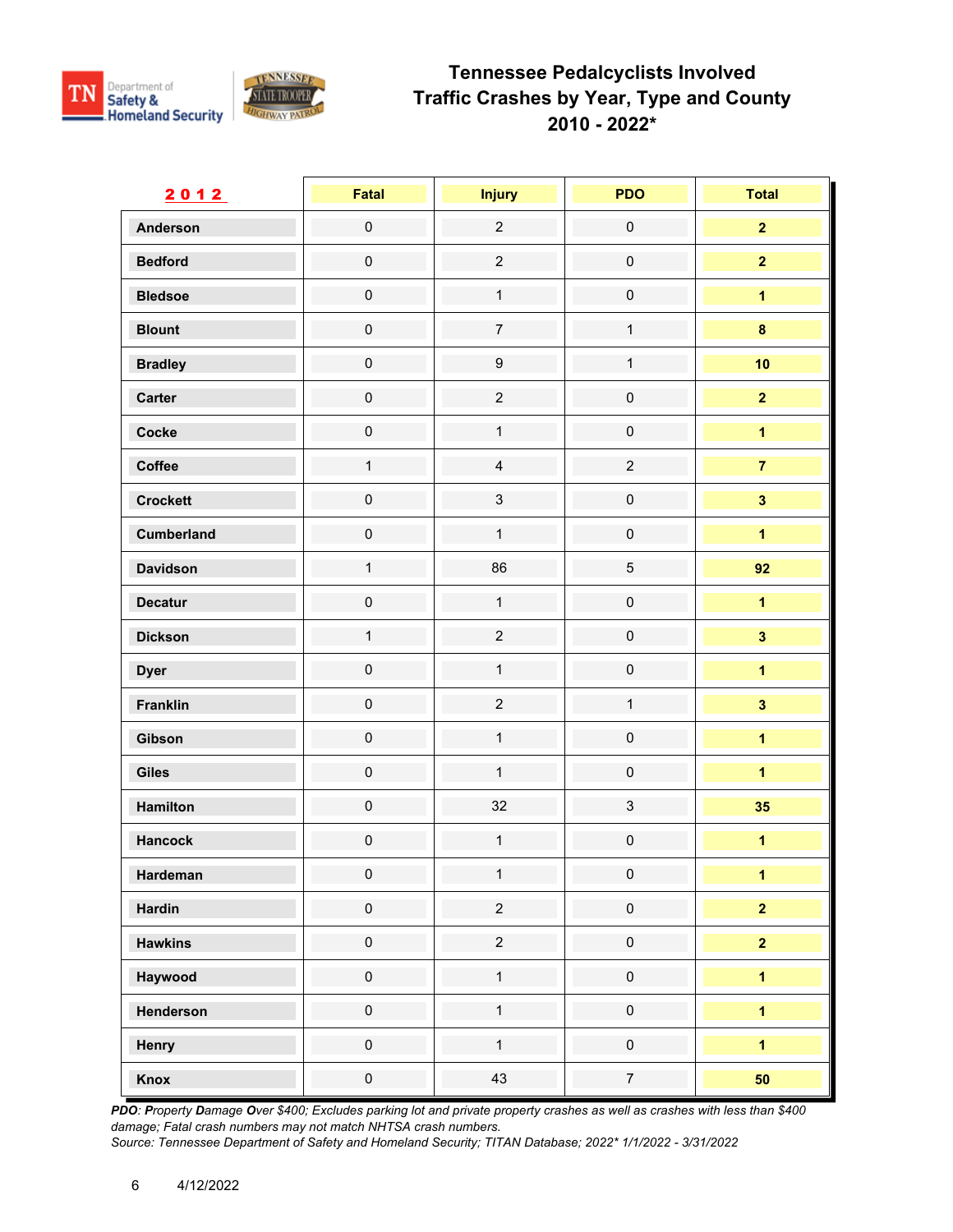# Tennessee Pedalcyclists Involved Traffic Crashes by Year, Type and County 2010 - 2022*

| 2012 | Fatal | Injury | PDO | Total |
|---|---|---|---|---|
| Anderson | 0 | 2 | 0 | **2** |
| Bedford | 0 | 2 | 0 | **2** |
| Bledsoe | 0 | 1 | 0 | **1** |
| Blount | 0 | 7 | 1 | **8** |
| Bradley | 0 | 9 | 1 | **10** |
| Carter | 0 | 2 | 0 | **2** |
| Cocke | 0 | 1 | 0 | **1** |
| Coffee | 1 | 4 | 2 | **7** |
| Crockett | 0 | 3 | 0 | **3** |
| Cumberland | 0 | 1 | 0 | **1** |
| Davidson | 1 | 86 | 5 | **92** |
| Decatur | 0 | 1 | 0 | **1** |
| Dickson | 1 | 2 | 0 | **3** |
| Dyer | 0 | 1 | 0 | **1** |
| Franklin | 0 | 2 | 1 | **3** |
| Gibson | 0 | 1 | 0 | **1** |
| Giles | 0 | 1 | 0 | **1** |
| Hamilton | 0 | 32 | 3 | **35** |
| Hancock | 0 | 1 | 0 | **1** |
| Hardeman | 0 | 1 | 0 | **1** |
| Hardin | 0 | 2 | 0 | **2** |
| Hawkins | 0 | 2 | 0 | **2** |
| Haywood | 0 | 1 | 0 | **1** |
| Henderson | 0 | 1 | 0 | **1** |
| Henry | 0 | 1 | 0 | **1** |
| Knox | 0 | 43 | 7 | **50** |

*PDO: Property Damage Over $400; Excludes parking lot and private property crashes as well as crashes with less than $400 damage; Fatal crash numbers may not match NHTSA crash numbers.*
*Source: Tennessee Department of Safety and Homeland Security; TITAN Database; 2022* 1/1/2022 - 3/31/2022*

4/12/2022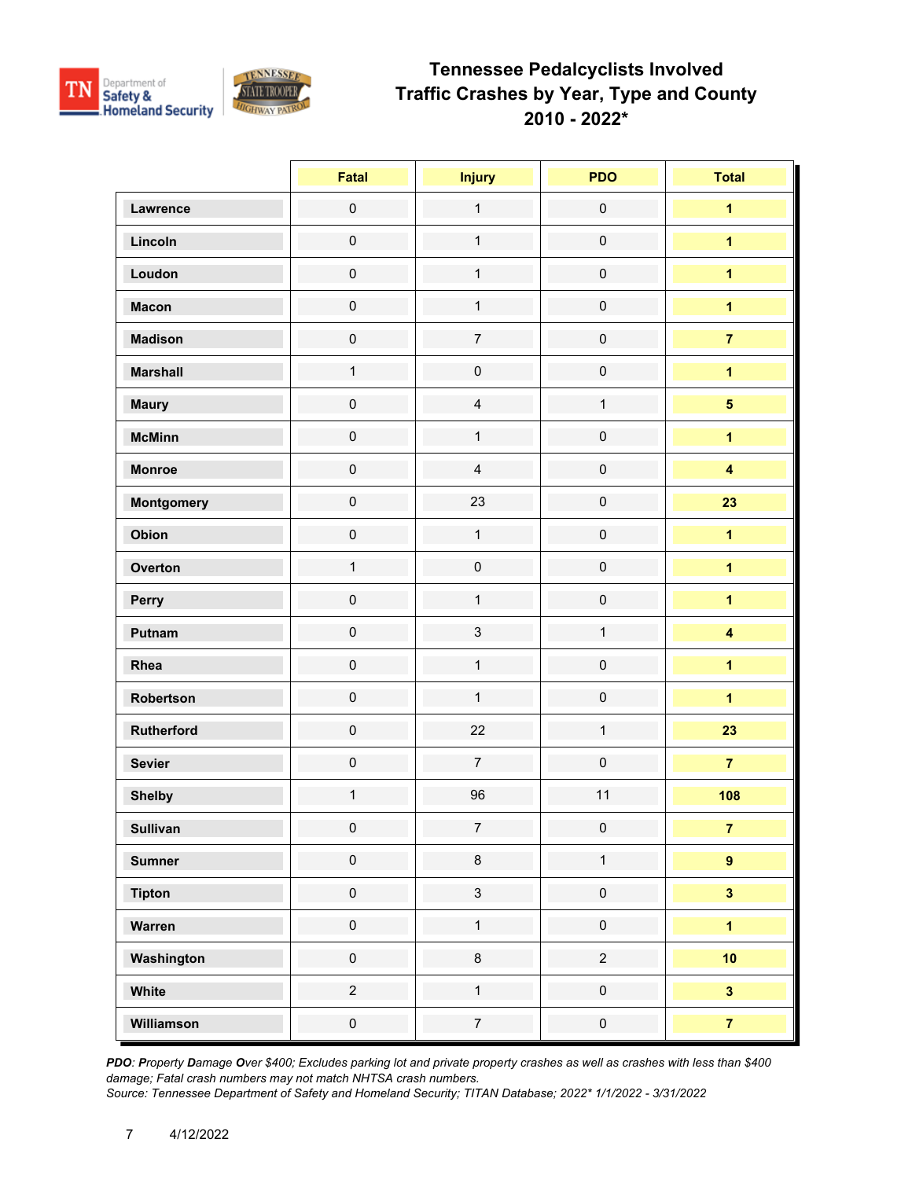# Tennessee Pedalcyclists Involved Traffic Crashes by Year, Type and County 2010 - 2022*

| | Fatal | Injury | PDO | Total |
|---|---|---|---|---|
| Lawrence | 0 | 1 | 0 | **1** |
| Lincoln | 0 | 1 | 0 | **1** |
| Loudon | 0 | 1 | 0 | **1** |
| Macon | 0 | 1 | 0 | **1** |
| Madison | 0 | 7 | 0 | **7** |
| Marshall | 1 | 0 | 0 | **1** |
| Maury | 0 | 4 | 1 | **5** |
| McMinn | 0 | 1 | 0 | **1** |
| Monroe | 0 | 4 | 0 | **4** |
| Montgomery | 0 | 23 | 0 | **23** |
| Obion | 0 | 1 | 0 | **1** |
| Overton | 1 | 0 | 0 | **1** |
| Perry | 0 | 1 | 0 | **1** |
| Putnam | 0 | 3 | 1 | **4** |
| Rhea | 0 | 1 | 0 | **1** |
| Robertson | 0 | 1 | 0 | **1** |
| Rutherford | 0 | 22 | 1 | **23** |
| Sevier | 0 | 7 | 0 | **7** |
| Shelby | 1 | 96 | 11 | **108** |
| Sullivan | 0 | 7 | 0 | **7** |
| Sumner | 0 | 8 | 1 | **9** |
| Tipton | 0 | 3 | 0 | **3** |
| Warren | 0 | 1 | 0 | **1** |
| Washington | 0 | 8 | 2 | **10** |
| White | 2 | 1 | 0 | **3** |
| Williamson | 0 | 7 | 0 | **7** |

*__PDO__: __P__roperty __D__amage __O__ver $400; Excludes parking lot and private property crashes as well as crashes with less than $400 damage; Fatal crash numbers may not match NHTSA crash numbers.*
*Source: Tennessee Department of Safety and Homeland Security; TITAN Database; 2022* 1/1/2022 - 3/31/2022*

4/12/2022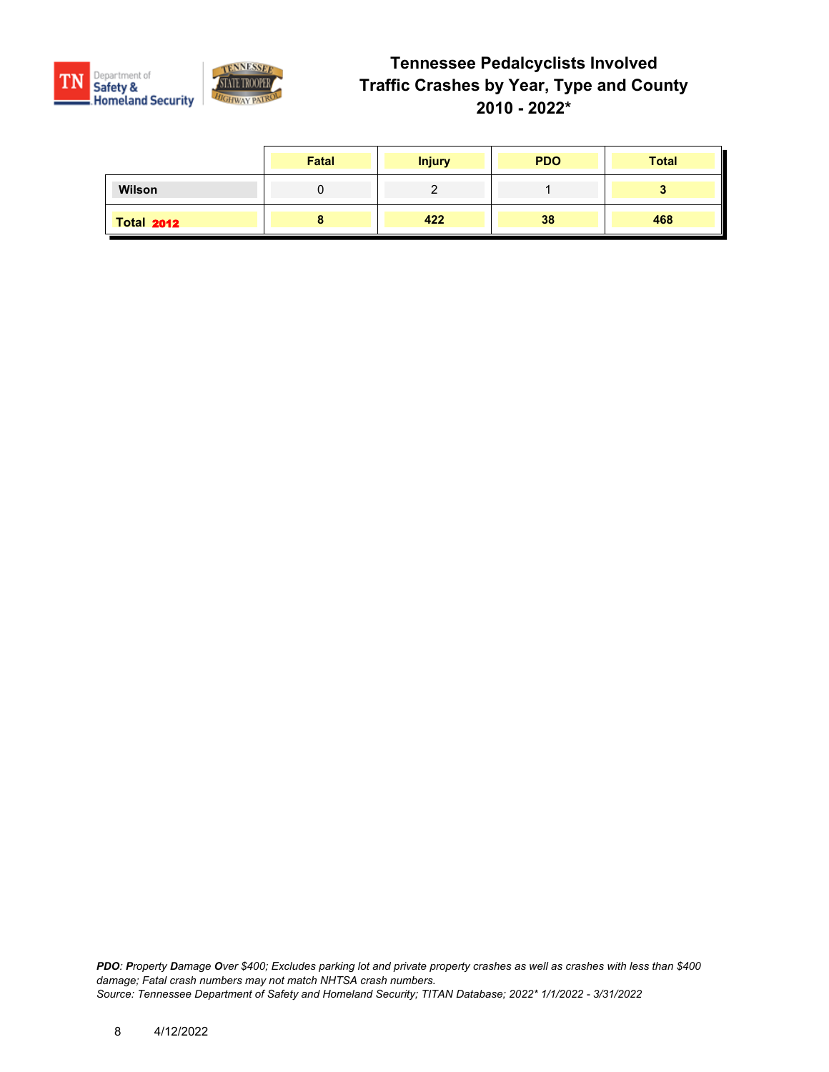# Tennessee Pedalcyclists Involved Traffic Crashes by Year, Type and County 2010 - 2022*

| | Fatal | Injury | PDO | Total |
|---|---|---|---|---|
| **Wilson** | 0 | 2 | 1 | **3** |
| **Total 2012** | **8** | **422** | **38** | **468** |

*PDO: Property Damage Over $400; Excludes parking lot and private property crashes as well as crashes with less than $400 damage; Fatal crash numbers may not match NHTSA crash numbers.*
*Source: Tennessee Department of Safety and Homeland Security; TITAN Database; 2022* 1/1/2022 - 3/31/2022*

4/12/2022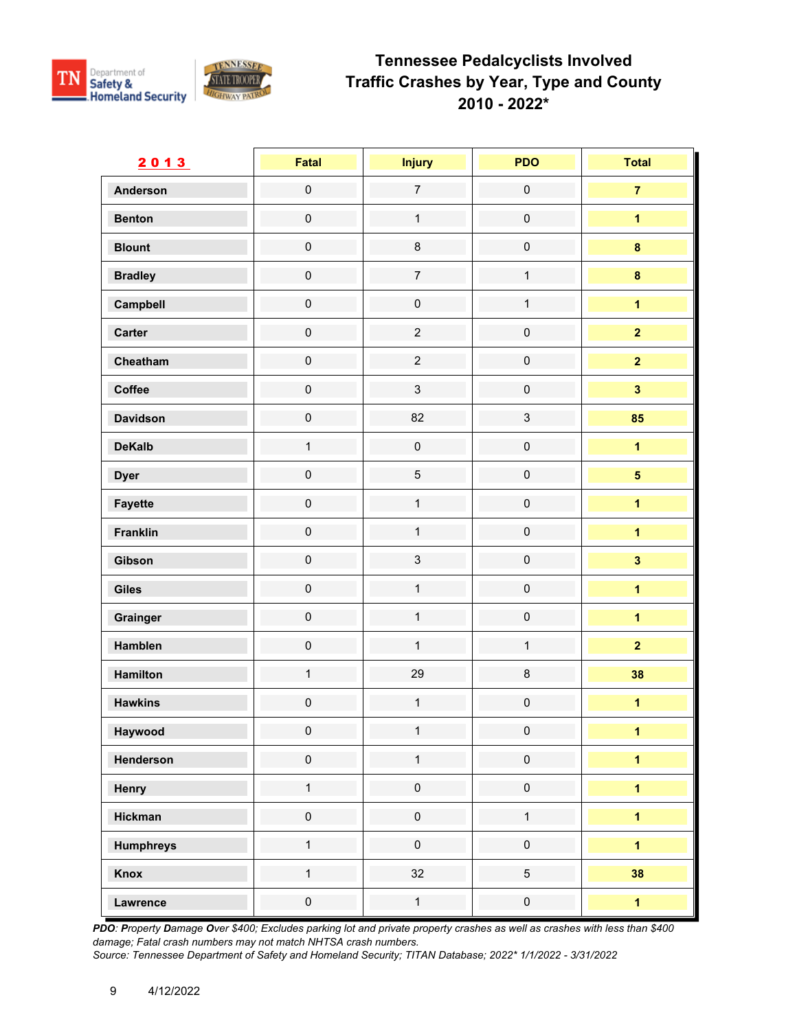# Tennessee Pedalcyclists Involved Traffic Crashes by Year, Type and County 2010 - 2022*

| 2013 | Fatal | Injury | PDO | Total |
|---|---|---|---|---|
| Anderson | 0 | 7 | 0 | 7 |
| Benton | 0 | 1 | 0 | 1 |
| Blount | 0 | 8 | 0 | 8 |
| Bradley | 0 | 7 | 1 | 8 |
| Campbell | 0 | 0 | 1 | 1 |
| Carter | 0 | 2 | 0 | 2 |
| Cheatham | 0 | 2 | 0 | 2 |
| Coffee | 0 | 3 | 0 | 3 |
| Davidson | 0 | 82 | 3 | 85 |
| DeKalb | 1 | 0 | 0 | 1 |
| Dyer | 0 | 5 | 0 | 5 |
| Fayette | 0 | 1 | 0 | 1 |
| Franklin | 0 | 1 | 0 | 1 |
| Gibson | 0 | 3 | 0 | 3 |
| Giles | 0 | 1 | 0 | 1 |
| Grainger | 0 | 1 | 0 | 1 |
| Hamblen | 0 | 1 | 1 | 2 |
| Hamilton | 1 | 29 | 8 | 38 |
| Hawkins | 0 | 1 | 0 | 1 |
| Haywood | 0 | 1 | 0 | 1 |
| Henderson | 0 | 1 | 0 | 1 |
| Henry | 1 | 0 | 0 | 1 |
| Hickman | 0 | 0 | 1 | 1 |
| Humphreys | 1 | 0 | 0 | 1 |
| Knox | 1 | 32 | 5 | 38 |
| Lawrence | 0 | 1 | 0 | 1 |

*PDO: Property Damage Over $400; Excludes parking lot and private property crashes as well as crashes with less than $400 damage; Fatal crash numbers may not match NHTSA crash numbers.*
*Source: Tennessee Department of Safety and Homeland Security; TITAN Database; 2022* 1/1/2022 - 3/31/2022*

4/12/2022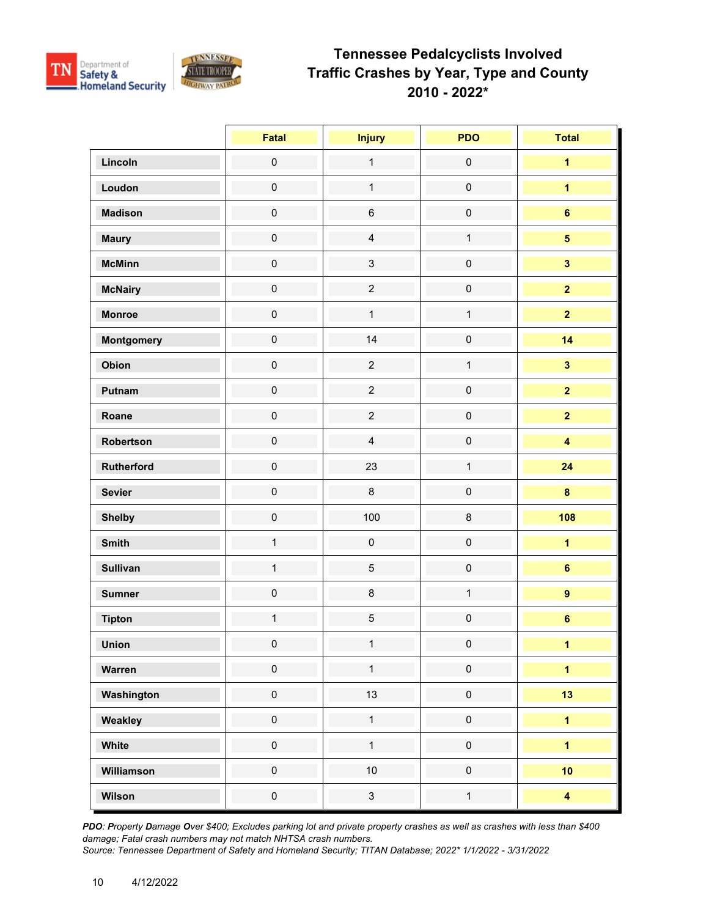# Tennessee Pedalcyclists Involved Traffic Crashes by Year, Type and County 2010 - 2022*

| | Fatal | Injury | PDO | Total |
|---|---|---|---|---|
| Lincoln | 0 | 1 | 0 | **1** |
| Loudon | 0 | 1 | 0 | **1** |
| Madison | 0 | 6 | 0 | **6** |
| Maury | 0 | 4 | 1 | **5** |
| McMinn | 0 | 3 | 0 | **3** |
| McNairy | 0 | 2 | 0 | **2** |
| Monroe | 0 | 1 | 1 | **2** |
| Montgomery | 0 | 14 | 0 | **14** |
| Obion | 0 | 2 | 1 | **3** |
| Putnam | 0 | 2 | 0 | **2** |
| Roane | 0 | 2 | 0 | **2** |
| Robertson | 0 | 4 | 0 | **4** |
| Rutherford | 0 | 23 | 1 | **24** |
| Sevier | 0 | 8 | 0 | **8** |
| Shelby | 0 | 100 | 8 | **108** |
| Smith | 1 | 0 | 0 | **1** |
| Sullivan | 1 | 5 | 0 | **6** |
| Sumner | 0 | 8 | 1 | **9** |
| Tipton | 1 | 5 | 0 | **6** |
| Union | 0 | 1 | 0 | **1** |
| Warren | 0 | 1 | 0 | **1** |
| Washington | 0 | 13 | 0 | **13** |
| Weakley | 0 | 1 | 0 | **1** |
| White | 0 | 1 | 0 | **1** |
| Williamson | 0 | 10 | 0 | **10** |
| Wilson | 0 | 3 | 1 | **4** |

*__PDO__: __P__roperty __D__amage __O__ver $400; Excludes parking lot and private property crashes as well as crashes with less than $400 damage; Fatal crash numbers may not match NHTSA crash numbers.*
*Source: Tennessee Department of Safety and Homeland Security; TITAN Database; 2022* 1/1/2022 - 3/31/2022*

4/12/2022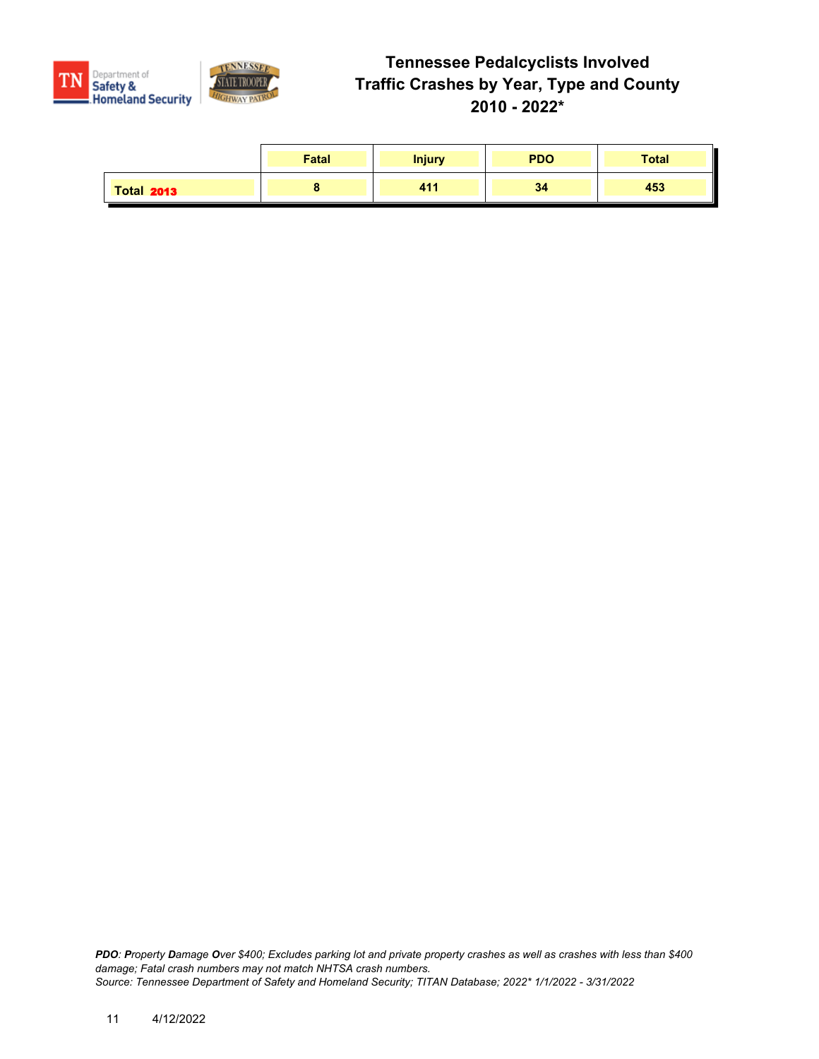# Tennessee Pedalcyclists Involved Traffic Crashes by Year, Type and County 2010 - 2022*

| | Fatal | Injury | PDO | Total |
|---|---|---|---|---|
| **Total 2013** | 8 | 411 | 34 | 453 |

***PDO**: **P**roperty **D**amage **O**ver $400; Excludes parking lot and private property crashes as well as crashes with less than $400 damage; Fatal crash numbers may not match NHTSA crash numbers.*
*Source: Tennessee Department of Safety and Homeland Security; TITAN Database; 2022* 1/1/2022 - 3/31/2022*

4/12/2022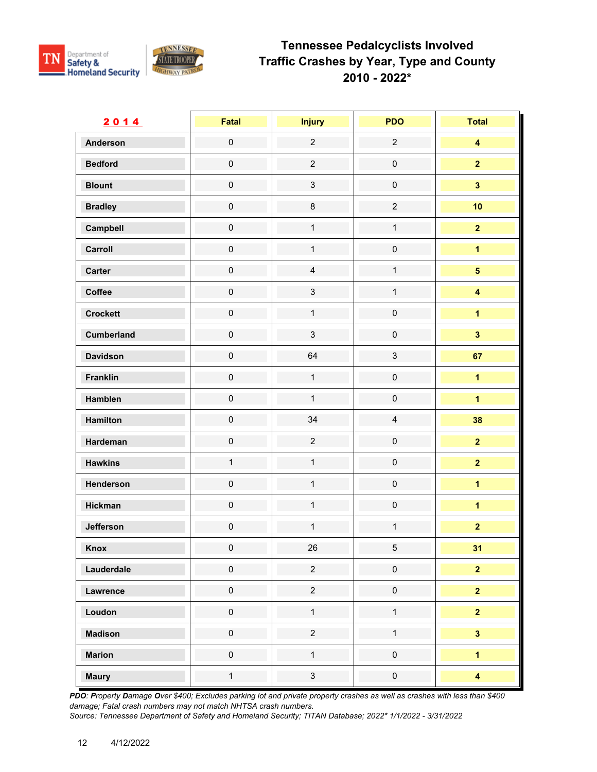# Tennessee Pedalcyclists Involved Traffic Crashes by Year, Type and County 2010 - 2022*

| 2014 | Fatal | Injury | PDO | Total |
|---|---|---|---|---|
| Anderson | 0 | 2 | 2 | **4** |
| Bedford | 0 | 2 | 0 | **2** |
| Blount | 0 | 3 | 0 | **3** |
| Bradley | 0 | 8 | 2 | **10** |
| Campbell | 0 | 1 | 1 | **2** |
| Carroll | 0 | 1 | 0 | **1** |
| Carter | 0 | 4 | 1 | **5** |
| Coffee | 0 | 3 | 1 | **4** |
| Crockett | 0 | 1 | 0 | **1** |
| Cumberland | 0 | 3 | 0 | **3** |
| Davidson | 0 | 64 | 3 | **67** |
| Franklin | 0 | 1 | 0 | **1** |
| Hamblen | 0 | 1 | 0 | **1** |
| Hamilton | 0 | 34 | 4 | **38** |
| Hardeman | 0 | 2 | 0 | **2** |
| Hawkins | 1 | 1 | 0 | **2** |
| Henderson | 0 | 1 | 0 | **1** |
| Hickman | 0 | 1 | 0 | **1** |
| Jefferson | 0 | 1 | 1 | **2** |
| Knox | 0 | 26 | 5 | **31** |
| Lauderdale | 0 | 2 | 0 | **2** |
| Lawrence | 0 | 2 | 0 | **2** |
| Loudon | 0 | 1 | 1 | **2** |
| Madison | 0 | 2 | 1 | **3** |
| Marion | 0 | 1 | 0 | **1** |
| Maury | 1 | 3 | 0 | **4** |

*PDO: **P**roperty **D**amage **O**ver $400; Excludes parking lot and private property crashes as well as crashes with less than $400 damage; Fatal crash numbers may not match NHTSA crash numbers.*
*Source: Tennessee Department of Safety and Homeland Security; TITAN Database; 2022\* 1/1/2022 - 3/31/2022*

4/12/2022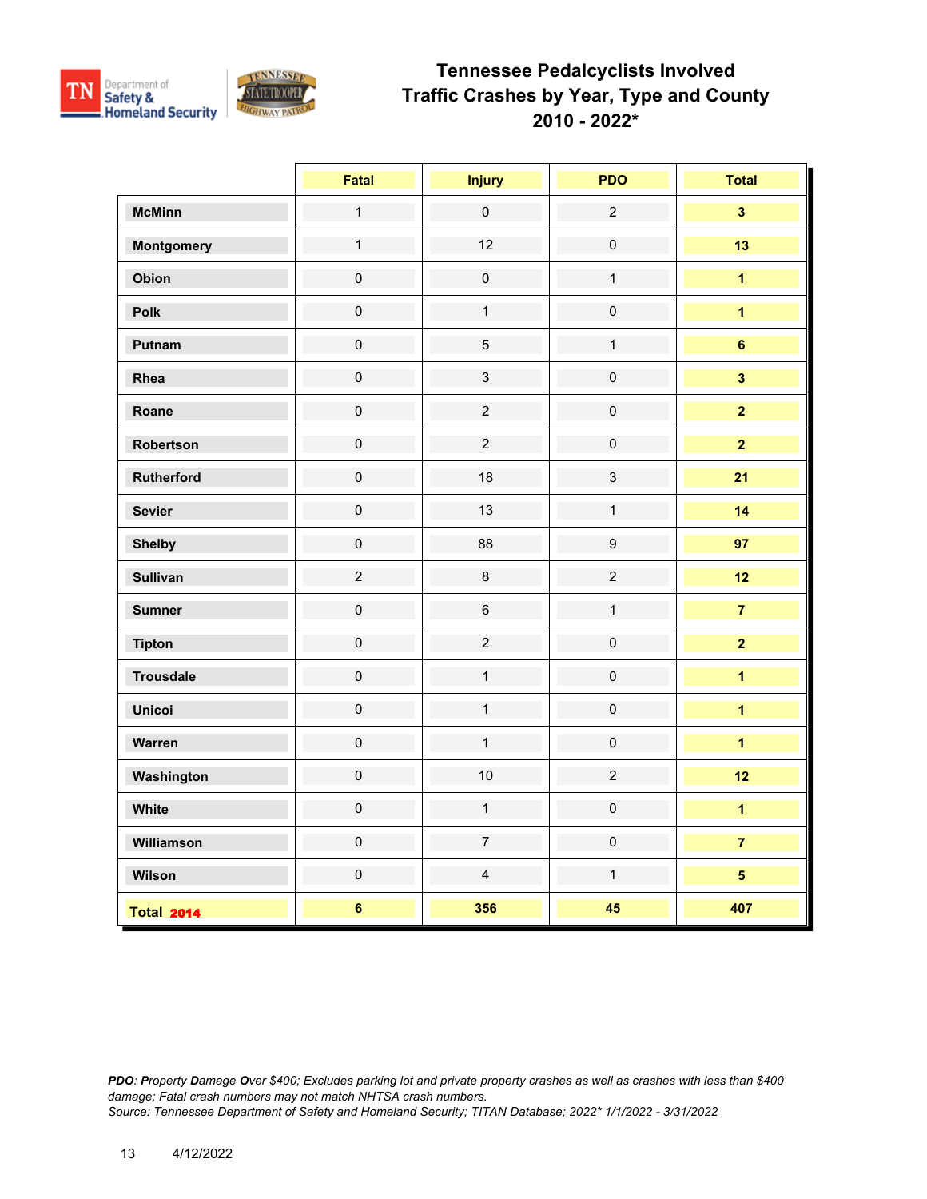# Tennessee Pedalcyclists Involved Traffic Crashes by Year, Type and County 2010 - 2022*

| | Fatal | Injury | PDO | Total |
|---|---|---|---|---|
| **McMinn** | 1 | 0 | 2 | **3** |
| **Montgomery** | 1 | 12 | 0 | **13** |
| **Obion** | 0 | 0 | 1 | **1** |
| **Polk** | 0 | 1 | 0 | **1** |
| **Putnam** | 0 | 5 | 1 | **6** |
| **Rhea** | 0 | 3 | 0 | **3** |
| **Roane** | 0 | 2 | 0 | **2** |
| **Robertson** | 0 | 2 | 0 | **2** |
| **Rutherford** | 0 | 18 | 3 | **21** |
| **Sevier** | 0 | 13 | 1 | **14** |
| **Shelby** | 0 | 88 | 9 | **97** |
| **Sullivan** | 2 | 8 | 2 | **12** |
| **Sumner** | 0 | 6 | 1 | **7** |
| **Tipton** | 0 | 2 | 0 | **2** |
| **Trousdale** | 0 | 1 | 0 | **1** |
| **Unicoi** | 0 | 1 | 0 | **1** |
| **Warren** | 0 | 1 | 0 | **1** |
| **Washington** | 0 | 10 | 2 | **12** |
| **White** | 0 | 1 | 0 | **1** |
| **Williamson** | 0 | 7 | 0 | **7** |
| **Wilson** | 0 | 4 | 1 | **5** |
| **Total 2014** | **6** | **356** | **45** | **407** |

*PDO: Property Damage Over $400; Excludes parking lot and private property crashes as well as crashes with less than $400 damage; Fatal crash numbers may not match NHTSA crash numbers.*
*Source: Tennessee Department of Safety and Homeland Security; TITAN Database; 2022* 1/1/2022 - 3/31/2022*

4/12/2022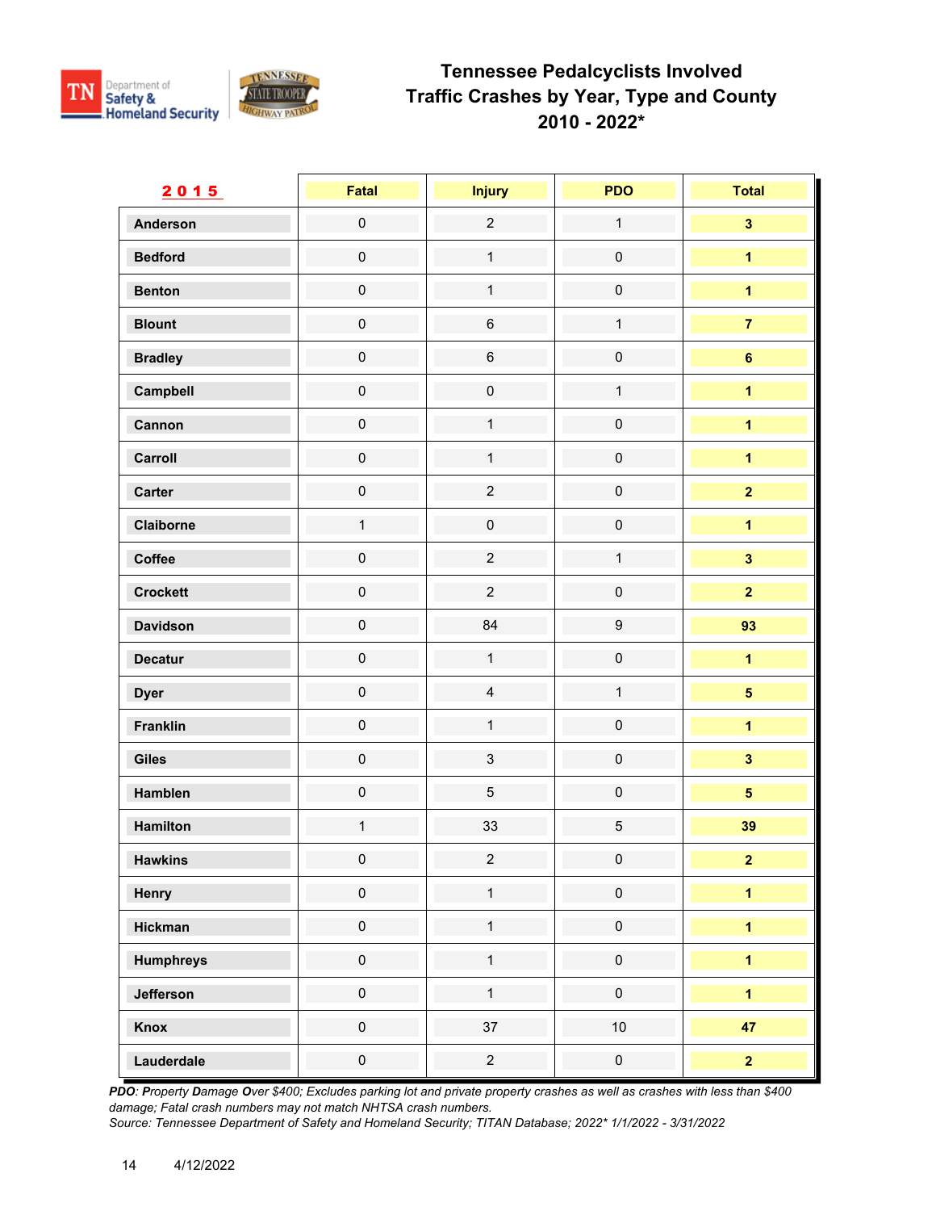# Tennessee Pedalcyclists Involved Traffic Crashes by Year, Type and County 2010 - 2022*

| 2015 | Fatal | Injury | PDO | Total |
|---|---|---|---|---|
| Anderson | 0 | 2 | 1 | 3 |
| Bedford | 0 | 1 | 0 | 1 |
| Benton | 0 | 1 | 0 | 1 |
| Blount | 0 | 6 | 1 | 7 |
| Bradley | 0 | 6 | 0 | 6 |
| Campbell | 0 | 0 | 1 | 1 |
| Cannon | 0 | 1 | 0 | 1 |
| Carroll | 0 | 1 | 0 | 1 |
| Carter | 0 | 2 | 0 | 2 |
| Claiborne | 1 | 0 | 0 | 1 |
| Coffee | 0 | 2 | 1 | 3 |
| Crockett | 0 | 2 | 0 | 2 |
| Davidson | 0 | 84 | 9 | 93 |
| Decatur | 0 | 1 | 0 | 1 |
| Dyer | 0 | 4 | 1 | 5 |
| Franklin | 0 | 1 | 0 | 1 |
| Giles | 0 | 3 | 0 | 3 |
| Hamblen | 0 | 5 | 0 | 5 |
| Hamilton | 1 | 33 | 5 | 39 |
| Hawkins | 0 | 2 | 0 | 2 |
| Henry | 0 | 1 | 0 | 1 |
| Hickman | 0 | 1 | 0 | 1 |
| Humphreys | 0 | 1 | 0 | 1 |
| Jefferson | 0 | 1 | 0 | 1 |
| Knox | 0 | 37 | 10 | 47 |
| Lauderdale | 0 | 2 | 0 | 2 |

*__PDO__: __P__roperty __D__amage __O__ver $400; Excludes parking lot and private property crashes as well as crashes with less than $400 damage; Fatal crash numbers may not match NHTSA crash numbers.*
*Source: Tennessee Department of Safety and Homeland Security; TITAN Database; 2022* 1/1/2022 - 3/31/2022*

4/12/2022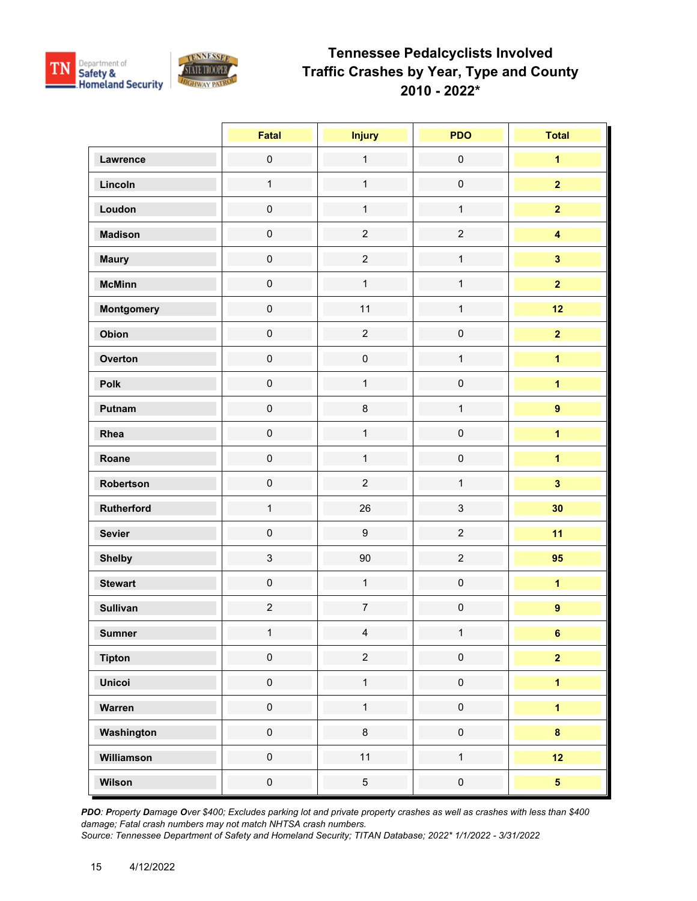# Tennessee Pedalcyclists Involved Traffic Crashes by Year, Type and County 2010 - 2022*

| | Fatal | Injury | PDO | Total |
|---|---|---|---|---|
| **Lawrence** | 0 | 1 | 0 | **1** |
| **Lincoln** | 1 | 1 | 0 | **2** |
| **Loudon** | 0 | 1 | 1 | **2** |
| **Madison** | 0 | 2 | 2 | **4** |
| **Maury** | 0 | 2 | 1 | **3** |
| **McMinn** | 0 | 1 | 1 | **2** |
| **Montgomery** | 0 | 11 | 1 | **12** |
| **Obion** | 0 | 2 | 0 | **2** |
| **Overton** | 0 | 0 | 1 | **1** |
| **Polk** | 0 | 1 | 0 | **1** |
| **Putnam** | 0 | 8 | 1 | **9** |
| **Rhea** | 0 | 1 | 0 | **1** |
| **Roane** | 0 | 1 | 0 | **1** |
| **Robertson** | 0 | 2 | 1 | **3** |
| **Rutherford** | 1 | 26 | 3 | **30** |
| **Sevier** | 0 | 9 | 2 | **11** |
| **Shelby** | 3 | 90 | 2 | **95** |
| **Stewart** | 0 | 1 | 0 | **1** |
| **Sullivan** | 2 | 7 | 0 | **9** |
| **Sumner** | 1 | 4 | 1 | **6** |
| **Tipton** | 0 | 2 | 0 | **2** |
| **Unicoi** | 0 | 1 | 0 | **1** |
| **Warren** | 0 | 1 | 0 | **1** |
| **Washington** | 0 | 8 | 0 | **8** |
| **Williamson** | 0 | 11 | 1 | **12** |
| **Wilson** | 0 | 5 | 0 | **5** |

*__PDO__: __P__roperty __D__amage __O__ver $400; Excludes parking lot and private property crashes as well as crashes with less than $400 damage; Fatal crash numbers may not match NHTSA crash numbers.*
*Source: Tennessee Department of Safety and Homeland Security; TITAN Database; 2022* 1/1/2022 - 3/31/2022*

4/12/2022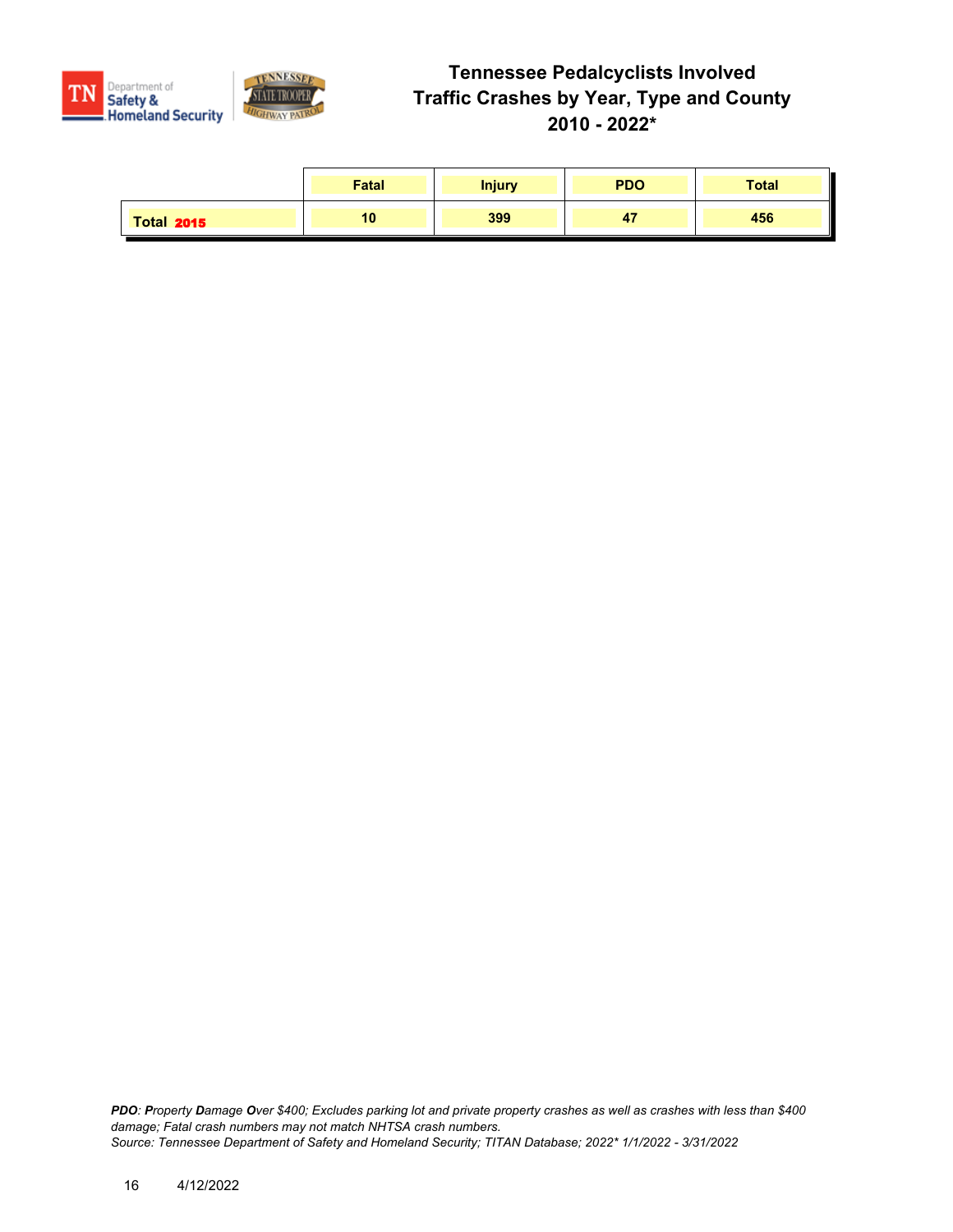# Tennessee Pedalcyclists Involved Traffic Crashes by Year, Type and County 2010 - 2022*

| | Fatal | Injury | PDO | Total |
|---|---|---|---|---|
| **Total 2015** | **10** | **399** | **47** | **456** |

*PDO: Property Damage Over $400; Excludes parking lot and private property crashes as well as crashes with less than $400 damage; Fatal crash numbers may not match NHTSA crash numbers.*
*Source: Tennessee Department of Safety and Homeland Security; TITAN Database; 2022* 1/1/2022 - 3/31/2022*

4/12/2022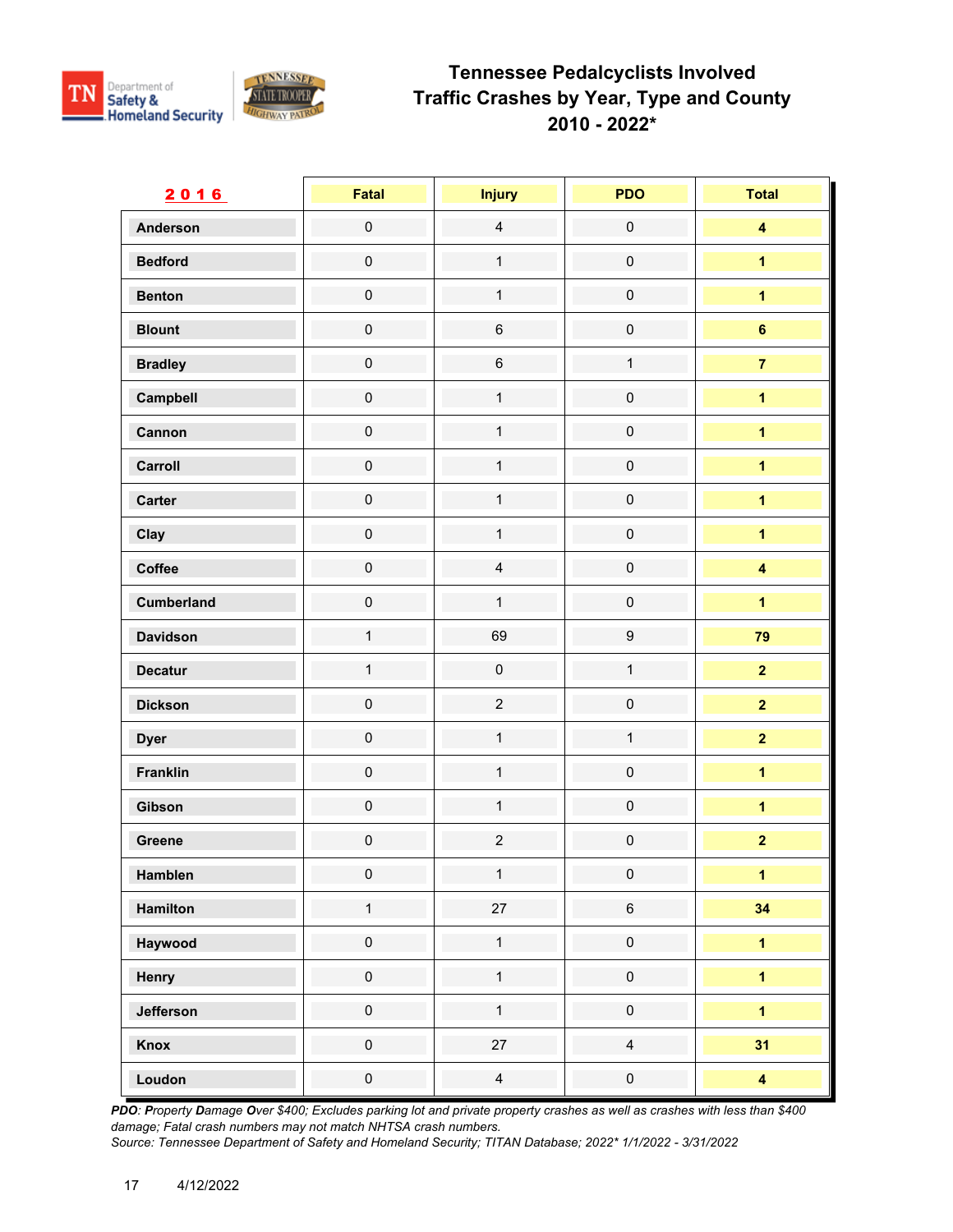# Tennessee Pedalcyclists Involved Traffic Crashes by Year, Type and County 2010 - 2022*

| 2016 | Fatal | Injury | PDO | Total |
|---|---|---|---|---|
| Anderson | 0 | 4 | 0 | **4** |
| Bedford | 0 | 1 | 0 | **1** |
| Benton | 0 | 1 | 0 | **1** |
| Blount | 0 | 6 | 0 | **6** |
| Bradley | 0 | 6 | 1 | **7** |
| Campbell | 0 | 1 | 0 | **1** |
| Cannon | 0 | 1 | 0 | **1** |
| Carroll | 0 | 1 | 0 | **1** |
| Carter | 0 | 1 | 0 | **1** |
| Clay | 0 | 1 | 0 | **1** |
| Coffee | 0 | 4 | 0 | **4** |
| Cumberland | 0 | 1 | 0 | **1** |
| Davidson | 1 | 69 | 9 | **79** |
| Decatur | 1 | 0 | 1 | **2** |
| Dickson | 0 | 2 | 0 | **2** |
| Dyer | 0 | 1 | 1 | **2** |
| Franklin | 0 | 1 | 0 | **1** |
| Gibson | 0 | 1 | 0 | **1** |
| Greene | 0 | 2 | 0 | **2** |
| Hamblen | 0 | 1 | 0 | **1** |
| Hamilton | 1 | 27 | 6 | **34** |
| Haywood | 0 | 1 | 0 | **1** |
| Henry | 0 | 1 | 0 | **1** |
| Jefferson | 0 | 1 | 0 | **1** |
| Knox | 0 | 27 | 4 | **31** |
| Loudon | 0 | 4 | 0 | **4** |

*PDO: Property Damage Over $400; Excludes parking lot and private property crashes as well as crashes with less than $400 damage; Fatal crash numbers may not match NHTSA crash numbers.*
*Source: Tennessee Department of Safety and Homeland Security; TITAN Database; 2022* 1/1/2022 - 3/31/2022*

4/12/2022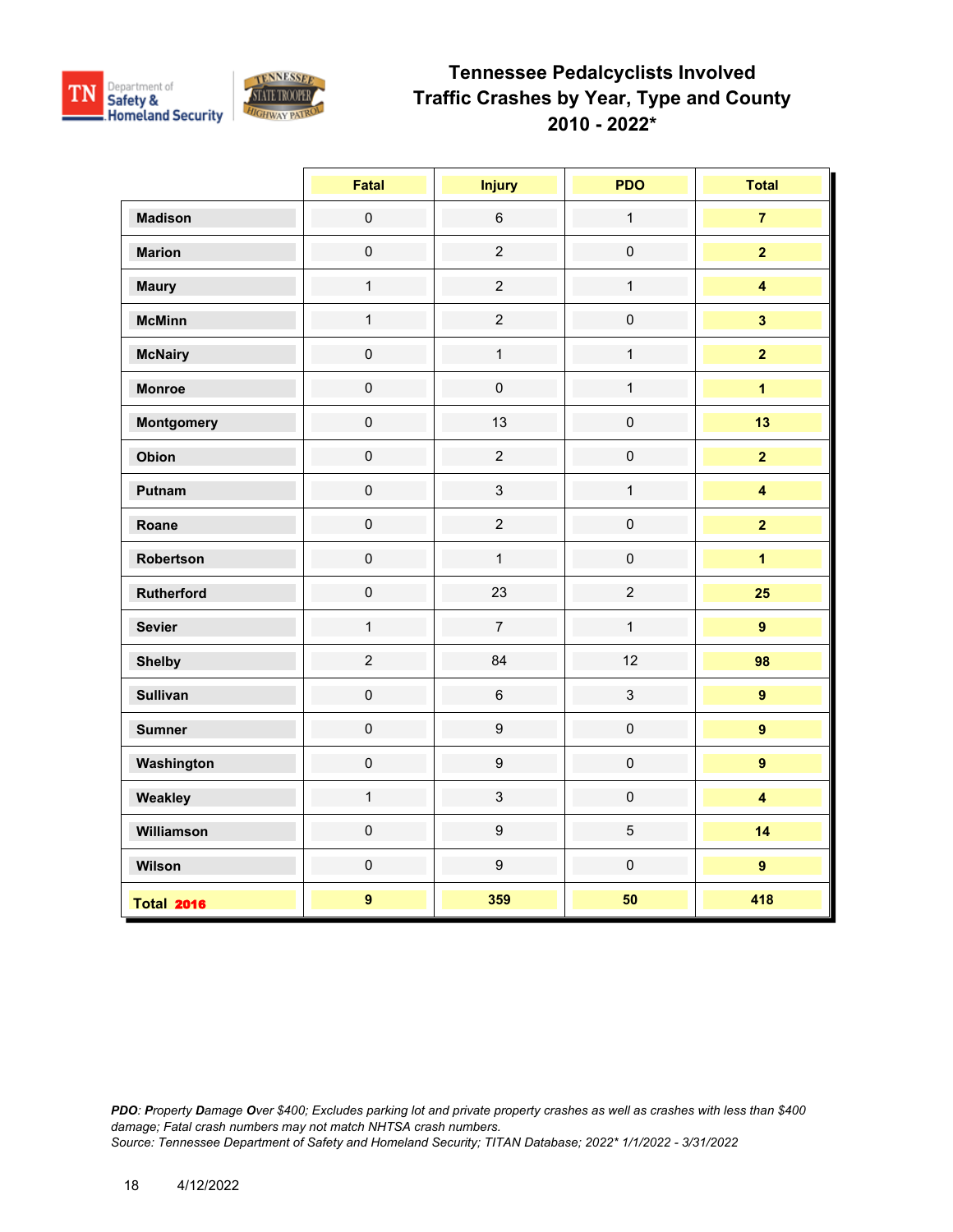# Tennessee Pedalcyclists Involved Traffic Crashes by Year, Type and County 2010 - 2022*

| | Fatal | Injury | PDO | Total |
|---|---|---|---|---|
| **Madison** | 0 | 6 | 1 | **7** |
| **Marion** | 0 | 2 | 0 | **2** |
| **Maury** | 1 | 2 | 1 | **4** |
| **McMinn** | 1 | 2 | 0 | **3** |
| **McNairy** | 0 | 1 | 1 | **2** |
| **Monroe** | 0 | 0 | 1 | **1** |
| **Montgomery** | 0 | 13 | 0 | **13** |
| **Obion** | 0 | 2 | 0 | **2** |
| **Putnam** | 0 | 3 | 1 | **4** |
| **Roane** | 0 | 2 | 0 | **2** |
| **Robertson** | 0 | 1 | 0 | **1** |
| **Rutherford** | 0 | 23 | 2 | **25** |
| **Sevier** | 1 | 7 | 1 | **9** |
| **Shelby** | 2 | 84 | 12 | **98** |
| **Sullivan** | 0 | 6 | 3 | **9** |
| **Sumner** | 0 | 9 | 0 | **9** |
| **Washington** | 0 | 9 | 0 | **9** |
| **Weakley** | 1 | 3 | 0 | **4** |
| **Williamson** | 0 | 9 | 5 | **14** |
| **Wilson** | 0 | 9 | 0 | **9** |
| **Total 2016** | **9** | **359** | **50** | **418** |

***PDO**: **P**roperty **D**amage **O**ver $400; Excludes parking lot and private property crashes as well as crashes with less than $400 damage; Fatal crash numbers may not match NHTSA crash numbers.*
*Source: Tennessee Department of Safety and Homeland Security; TITAN Database; 2022* 1/1/2022 - 3/31/2022*

4/12/2022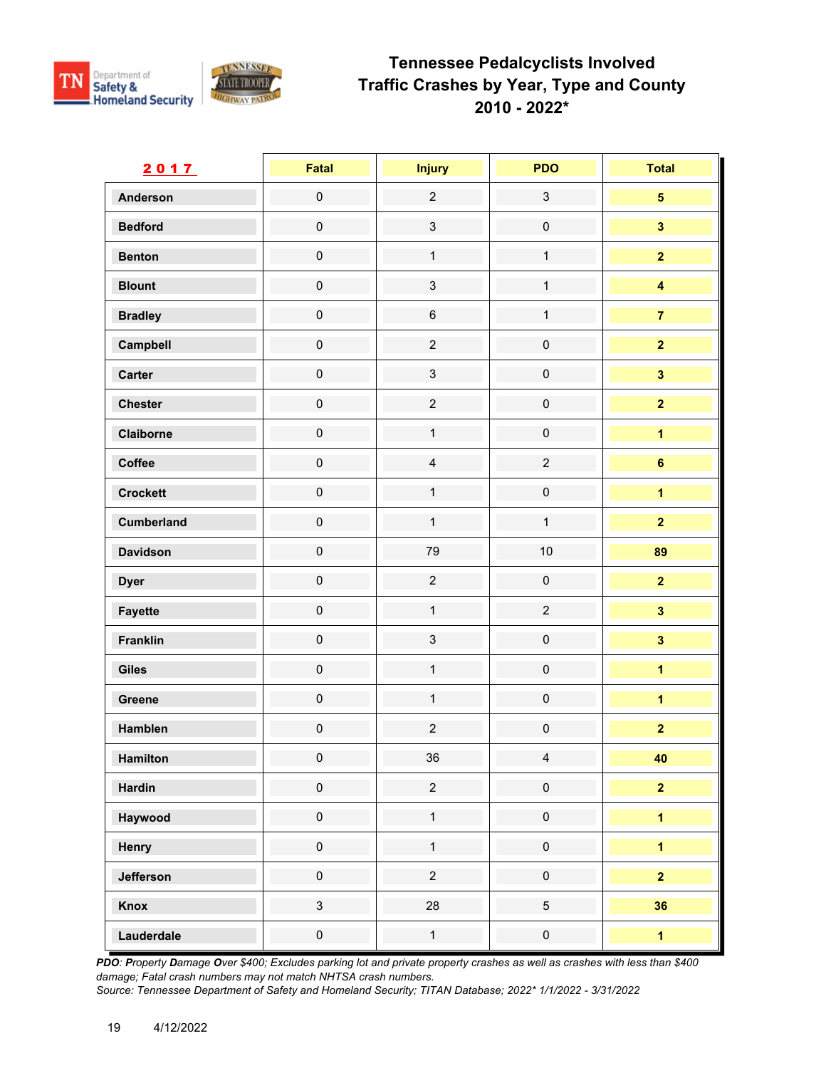# Tennessee Pedalcyclists Involved Traffic Crashes by Year, Type and County 2010 - 2022*

| 2017 | Fatal | Injury | PDO | Total |
|---|---|---|---|---|
| Anderson | 0 | 2 | 3 | **5** |
| Bedford | 0 | 3 | 0 | **3** |
| Benton | 0 | 1 | 1 | **2** |
| Blount | 0 | 3 | 1 | **4** |
| Bradley | 0 | 6 | 1 | **7** |
| Campbell | 0 | 2 | 0 | **2** |
| Carter | 0 | 3 | 0 | **3** |
| Chester | 0 | 2 | 0 | **2** |
| Claiborne | 0 | 1 | 0 | **1** |
| Coffee | 0 | 4 | 2 | **6** |
| Crockett | 0 | 1 | 0 | **1** |
| Cumberland | 0 | 1 | 1 | **2** |
| Davidson | 0 | 79 | 10 | **89** |
| Dyer | 0 | 2 | 0 | **2** |
| Fayette | 0 | 1 | 2 | **3** |
| Franklin | 0 | 3 | 0 | **3** |
| Giles | 0 | 1 | 0 | **1** |
| Greene | 0 | 1 | 0 | **1** |
| Hamblen | 0 | 2 | 0 | **2** |
| Hamilton | 0 | 36 | 4 | **40** |
| Hardin | 0 | 2 | 0 | **2** |
| Haywood | 0 | 1 | 0 | **1** |
| Henry | 0 | 1 | 0 | **1** |
| Jefferson | 0 | 2 | 0 | **2** |
| Knox | 3 | 28 | 5 | **36** |
| Lauderdale | 0 | 1 | 0 | **1** |

*PDO: Property Damage Over $400; Excludes parking lot and private property crashes as well as crashes with less than $400 damage; Fatal crash numbers may not match NHTSA crash numbers.*
*Source: Tennessee Department of Safety and Homeland Security; TITAN Database; 2022* 1/1/2022 - 3/31/2022*

4/12/2022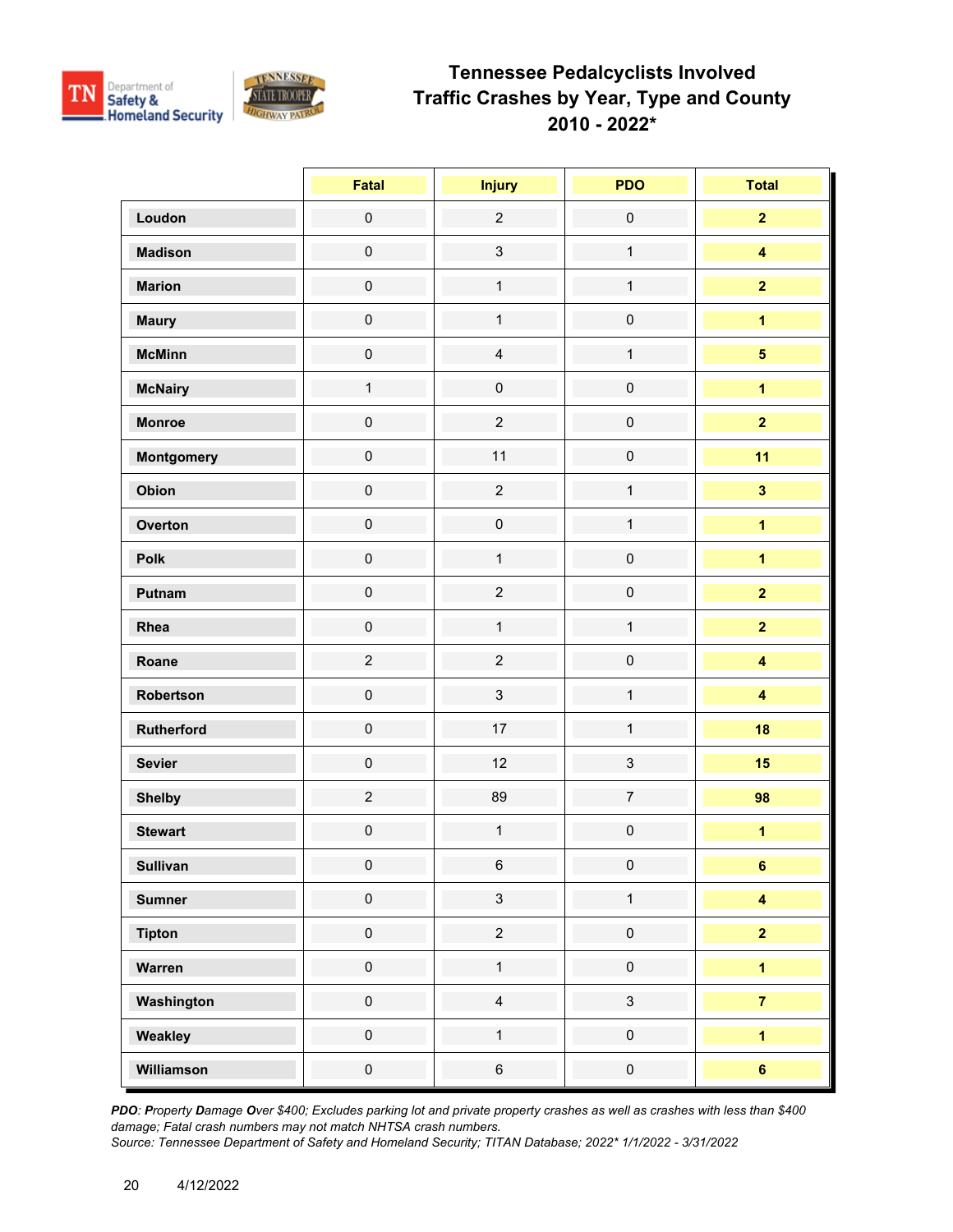# Tennessee Pedalcyclists Involved Traffic Crashes by Year, Type and County 2010 - 2022*

| | Fatal | Injury | PDO | Total |
|---|---|---|---|---|
| Loudon | 0 | 2 | 0 | **2** |
| Madison | 0 | 3 | 1 | **4** |
| Marion | 0 | 1 | 1 | **2** |
| Maury | 0 | 1 | 0 | **1** |
| McMinn | 0 | 4 | 1 | **5** |
| McNairy | 1 | 0 | 0 | **1** |
| Monroe | 0 | 2 | 0 | **2** |
| Montgomery | 0 | 11 | 0 | **11** |
| Obion | 0 | 2 | 1 | **3** |
| Overton | 0 | 0 | 1 | **1** |
| Polk | 0 | 1 | 0 | **1** |
| Putnam | 0 | 2 | 0 | **2** |
| Rhea | 0 | 1 | 1 | **2** |
| Roane | 2 | 2 | 0 | **4** |
| Robertson | 0 | 3 | 1 | **4** |
| Rutherford | 0 | 17 | 1 | **18** |
| Sevier | 0 | 12 | 3 | **15** |
| Shelby | 2 | 89 | 7 | **98** |
| Stewart | 0 | 1 | 0 | **1** |
| Sullivan | 0 | 6 | 0 | **6** |
| Sumner | 0 | 3 | 1 | **4** |
| Tipton | 0 | 2 | 0 | **2** |
| Warren | 0 | 1 | 0 | **1** |
| Washington | 0 | 4 | 3 | **7** |
| Weakley | 0 | 1 | 0 | **1** |
| Williamson | 0 | 6 | 0 | **6** |

*PDO: Property Damage Over $400; Excludes parking lot and private property crashes as well as crashes with less than $400 damage; Fatal crash numbers may not match NHTSA crash numbers.*
*Source: Tennessee Department of Safety and Homeland Security; TITAN Database; 2022* 1/1/2022 - 3/31/2022*

4/12/2022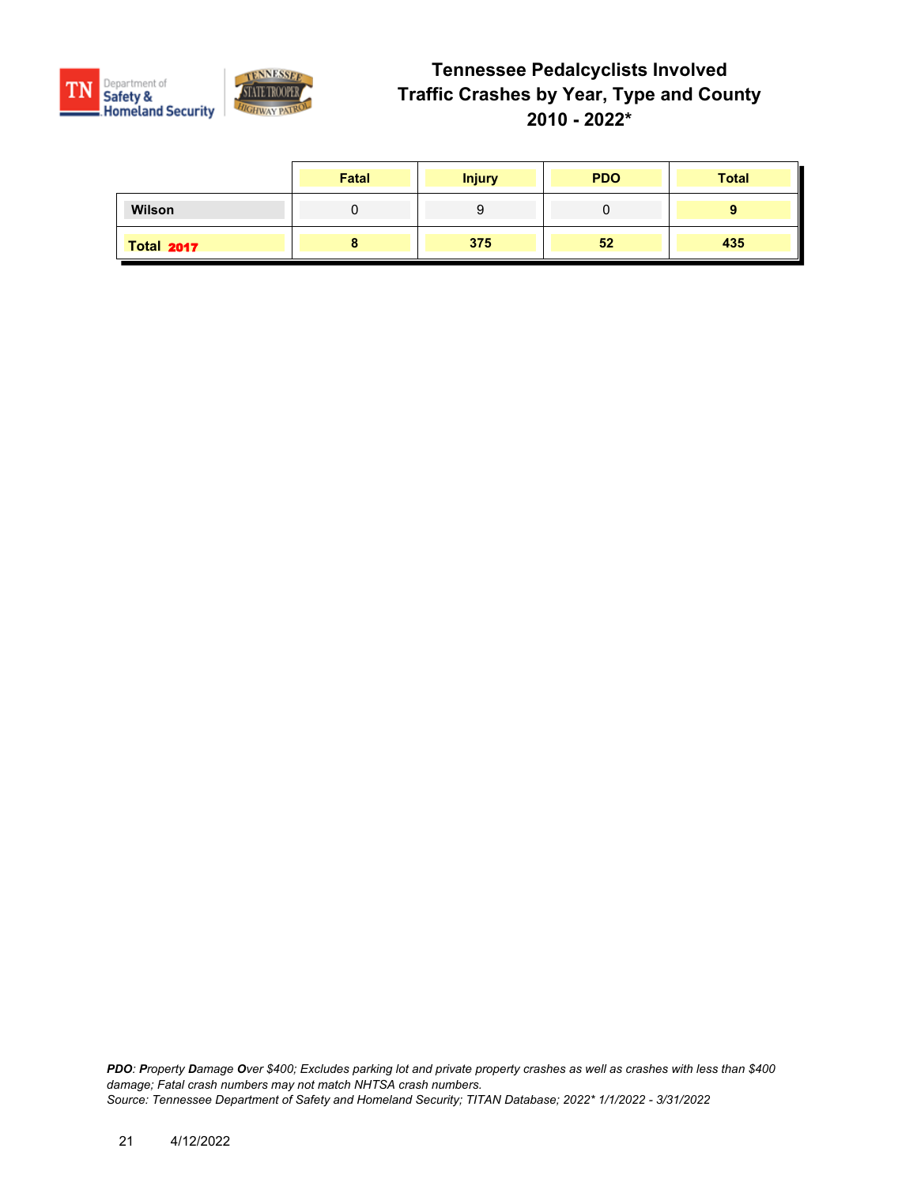# Tennessee Pedalcyclists Involved Traffic Crashes by Year, Type and County 2010 - 2022*

| | Fatal | Injury | PDO | Total |
|---|---|---|---|---|
| **Wilson** | 0 | 9 | 0 | **9** |
| **Total 2017** | **8** | **375** | **52** | **435** |

*PDO: Property Damage Over $400; Excludes parking lot and private property crashes as well as crashes with less than $400 damage; Fatal crash numbers may not match NHTSA crash numbers.*
*Source: Tennessee Department of Safety and Homeland Security; TITAN Database; 2022* 1/1/2022 - 3/31/2022*

4/12/2022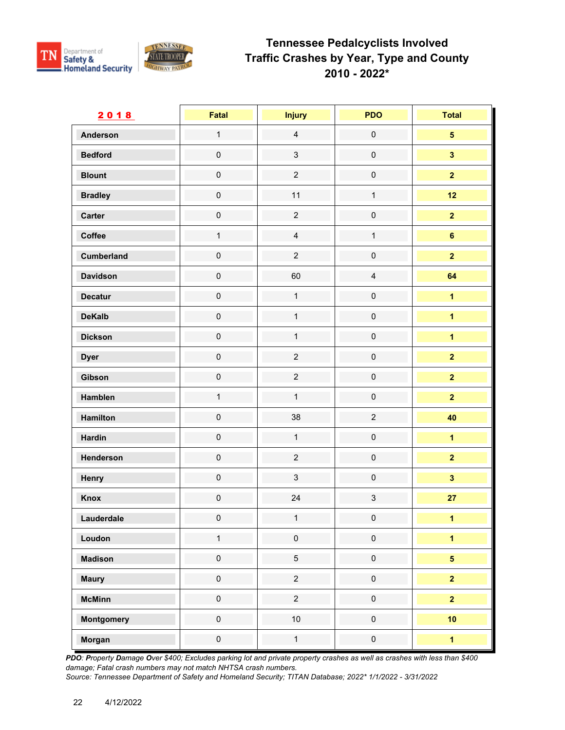# Tennessee Pedalcyclists Involved Traffic Crashes by Year, Type and County 2010 - 2022*

| 2018 | Fatal | Injury | PDO | Total |
|---|---|---|---|---|
| Anderson | 1 | 4 | 0 | 5 |
| Bedford | 0 | 3 | 0 | 3 |
| Blount | 0 | 2 | 0 | 2 |
| Bradley | 0 | 11 | 1 | 12 |
| Carter | 0 | 2 | 0 | 2 |
| Coffee | 1 | 4 | 1 | 6 |
| Cumberland | 0 | 2 | 0 | 2 |
| Davidson | 0 | 60 | 4 | 64 |
| Decatur | 0 | 1 | 0 | 1 |
| DeKalb | 0 | 1 | 0 | 1 |
| Dickson | 0 | 1 | 0 | 1 |
| Dyer | 0 | 2 | 0 | 2 |
| Gibson | 0 | 2 | 0 | 2 |
| Hamblen | 1 | 1 | 0 | 2 |
| Hamilton | 0 | 38 | 2 | 40 |
| Hardin | 0 | 1 | 0 | 1 |
| Henderson | 0 | 2 | 0 | 2 |
| Henry | 0 | 3 | 0 | 3 |
| Knox | 0 | 24 | 3 | 27 |
| Lauderdale | 0 | 1 | 0 | 1 |
| Loudon | 1 | 0 | 0 | 1 |
| Madison | 0 | 5 | 0 | 5 |
| Maury | 0 | 2 | 0 | 2 |
| McMinn | 0 | 2 | 0 | 2 |
| Montgomery | 0 | 10 | 0 | 10 |
| Morgan | 0 | 1 | 0 | 1 |

*PDO: Property Damage Over $400; Excludes parking lot and private property crashes as well as crashes with less than $400 damage; Fatal crash numbers may not match NHTSA crash numbers.*
*Source: Tennessee Department of Safety and Homeland Security; TITAN Database; 2022* 1/1/2022 - 3/31/2022*

4/12/2022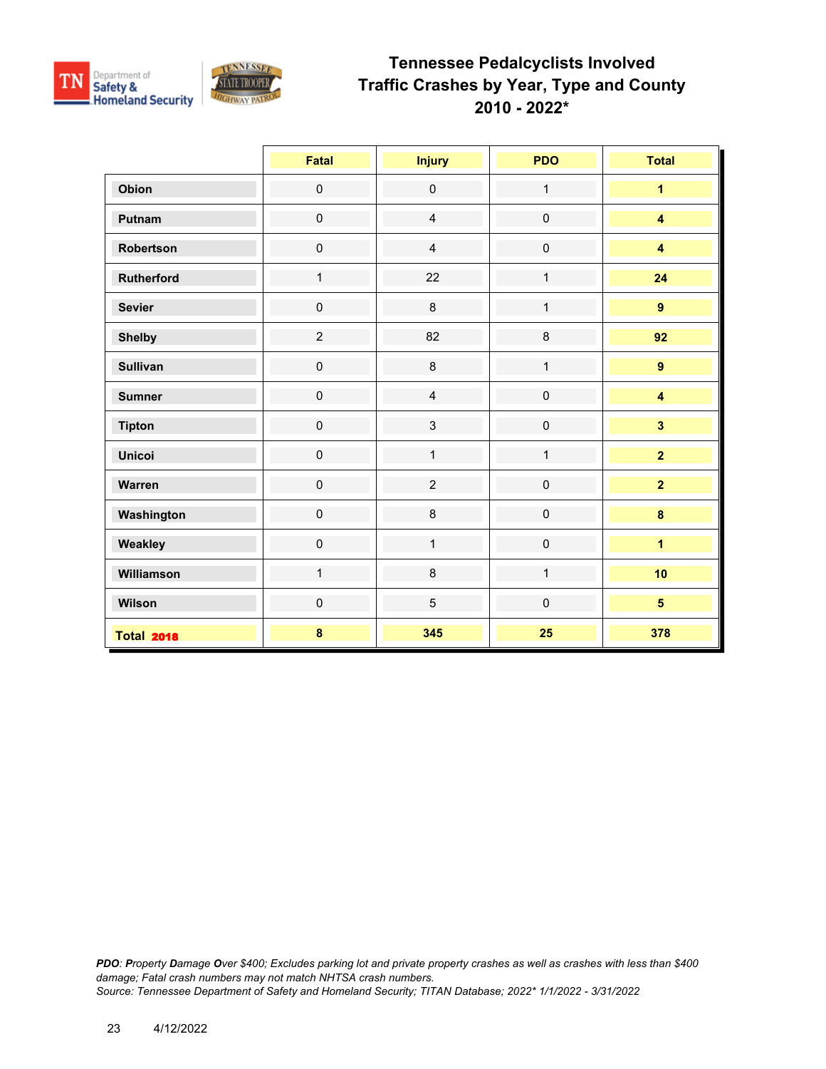# Tennessee Pedalcyclists Involved Traffic Crashes by Year, Type and County 2010 - 2022*

| | Fatal | Injury | PDO | Total |
|---|---|---|---|---|
| **Obion** | 0 | 0 | 1 | **1** |
| **Putnam** | 0 | 4 | 0 | **4** |
| **Robertson** | 0 | 4 | 0 | **4** |
| **Rutherford** | 1 | 22 | 1 | **24** |
| **Sevier** | 0 | 8 | 1 | **9** |
| **Shelby** | 2 | 82 | 8 | **92** |
| **Sullivan** | 0 | 8 | 1 | **9** |
| **Sumner** | 0 | 4 | 0 | **4** |
| **Tipton** | 0 | 3 | 0 | **3** |
| **Unicoi** | 0 | 1 | 1 | **2** |
| **Warren** | 0 | 2 | 0 | **2** |
| **Washington** | 0 | 8 | 0 | **8** |
| **Weakley** | 0 | 1 | 0 | **1** |
| **Williamson** | 1 | 8 | 1 | **10** |
| **Wilson** | 0 | 5 | 0 | **5** |
| **Total 2018** | **8** | **345** | **25** | **378** |

*PDO: Property Damage Over $400; Excludes parking lot and private property crashes as well as crashes with less than $400 damage; Fatal crash numbers may not match NHTSA crash numbers.*
*Source: Tennessee Department of Safety and Homeland Security; TITAN Database; 2022* 1/1/2022 - 3/31/2022*

4/12/2022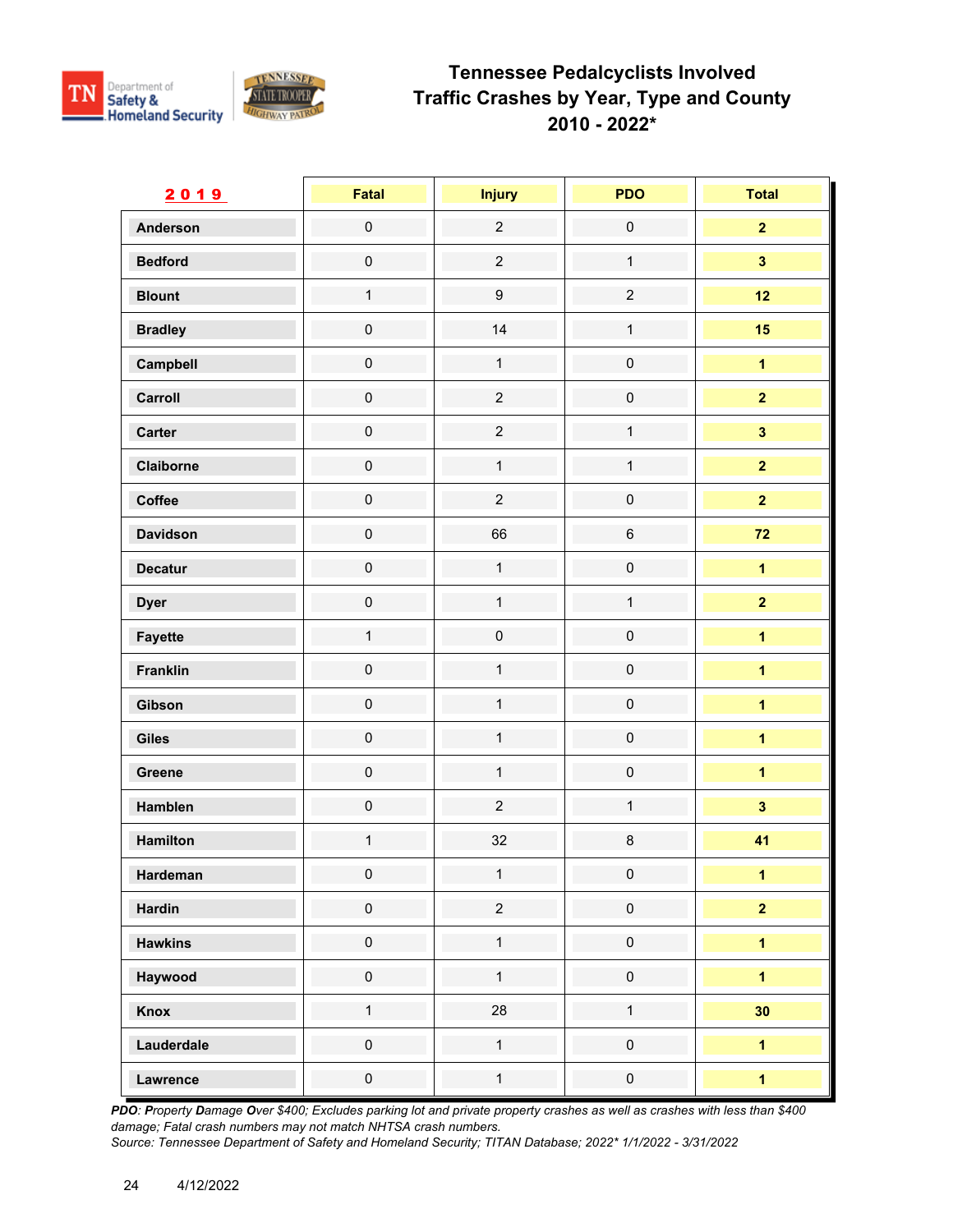# Tennessee Pedalcyclists Involved Traffic Crashes by Year, Type and County 2010 - 2022*

| 2019 | Fatal | Injury | PDO | Total |
|---|---|---|---|---|
| Anderson | 0 | 2 | 0 | **2** |
| Bedford | 0 | 2 | 1 | **3** |
| Blount | 1 | 9 | 2 | **12** |
| Bradley | 0 | 14 | 1 | **15** |
| Campbell | 0 | 1 | 0 | **1** |
| Carroll | 0 | 2 | 0 | **2** |
| Carter | 0 | 2 | 1 | **3** |
| Claiborne | 0 | 1 | 1 | **2** |
| Coffee | 0 | 2 | 0 | **2** |
| Davidson | 0 | 66 | 6 | **72** |
| Decatur | 0 | 1 | 0 | **1** |
| Dyer | 0 | 1 | 1 | **2** |
| Fayette | 1 | 0 | 0 | **1** |
| Franklin | 0 | 1 | 0 | **1** |
| Gibson | 0 | 1 | 0 | **1** |
| Giles | 0 | 1 | 0 | **1** |
| Greene | 0 | 1 | 0 | **1** |
| Hamblen | 0 | 2 | 1 | **3** |
| Hamilton | 1 | 32 | 8 | **41** |
| Hardeman | 0 | 1 | 0 | **1** |
| Hardin | 0 | 2 | 0 | **2** |
| Hawkins | 0 | 1 | 0 | **1** |
| Haywood | 0 | 1 | 0 | **1** |
| Knox | 1 | 28 | 1 | **30** |
| Lauderdale | 0 | 1 | 0 | **1** |
| Lawrence | 0 | 1 | 0 | **1** |

*PDO: Property Damage Over $400; Excludes parking lot and private property crashes as well as crashes with less than $400 damage; Fatal crash numbers may not match NHTSA crash numbers.*
*Source: Tennessee Department of Safety and Homeland Security; TITAN Database; 2022* 1/1/2022 - 3/31/2022*

4/12/2022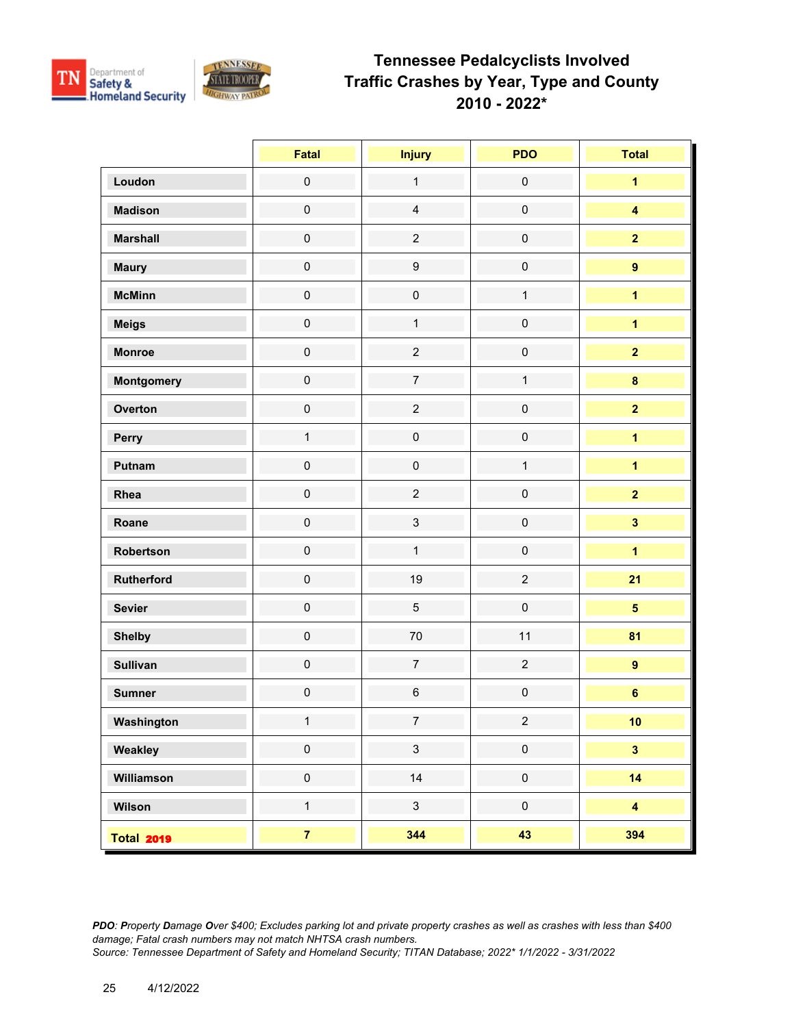# Tennessee Pedalcyclists Involved Traffic Crashes by Year, Type and County 2010 - 2022*

| | Fatal | Injury | PDO | Total |
|---|---|---|---|---|
| **Loudon** | 0 | 1 | 0 | **1** |
| **Madison** | 0 | 4 | 0 | **4** |
| **Marshall** | 0 | 2 | 0 | **2** |
| **Maury** | 0 | 9 | 0 | **9** |
| **McMinn** | 0 | 0 | 1 | **1** |
| **Meigs** | 0 | 1 | 0 | **1** |
| **Monroe** | 0 | 2 | 0 | **2** |
| **Montgomery** | 0 | 7 | 1 | **8** |
| **Overton** | 0 | 2 | 0 | **2** |
| **Perry** | 1 | 0 | 0 | **1** |
| **Putnam** | 0 | 0 | 1 | **1** |
| **Rhea** | 0 | 2 | 0 | **2** |
| **Roane** | 0 | 3 | 0 | **3** |
| **Robertson** | 0 | 1 | 0 | **1** |
| **Rutherford** | 0 | 19 | 2 | **21** |
| **Sevier** | 0 | 5 | 0 | **5** |
| **Shelby** | 0 | 70 | 11 | **81** |
| **Sullivan** | 0 | 7 | 2 | **9** |
| **Sumner** | 0 | 6 | 0 | **6** |
| **Washington** | 1 | 7 | 2 | **10** |
| **Weakley** | 0 | 3 | 0 | **3** |
| **Williamson** | 0 | 14 | 0 | **14** |
| **Wilson** | 1 | 3 | 0 | **4** |
| **Total 2019** | **7** | **344** | **43** | **394** |

*PDO: Property Damage Over $400; Excludes parking lot and private property crashes as well as crashes with less than $400 damage; Fatal crash numbers may not match NHTSA crash numbers.*
*Source: Tennessee Department of Safety and Homeland Security; TITAN Database; 2022* 1/1/2022 - 3/31/2022*

4/12/2022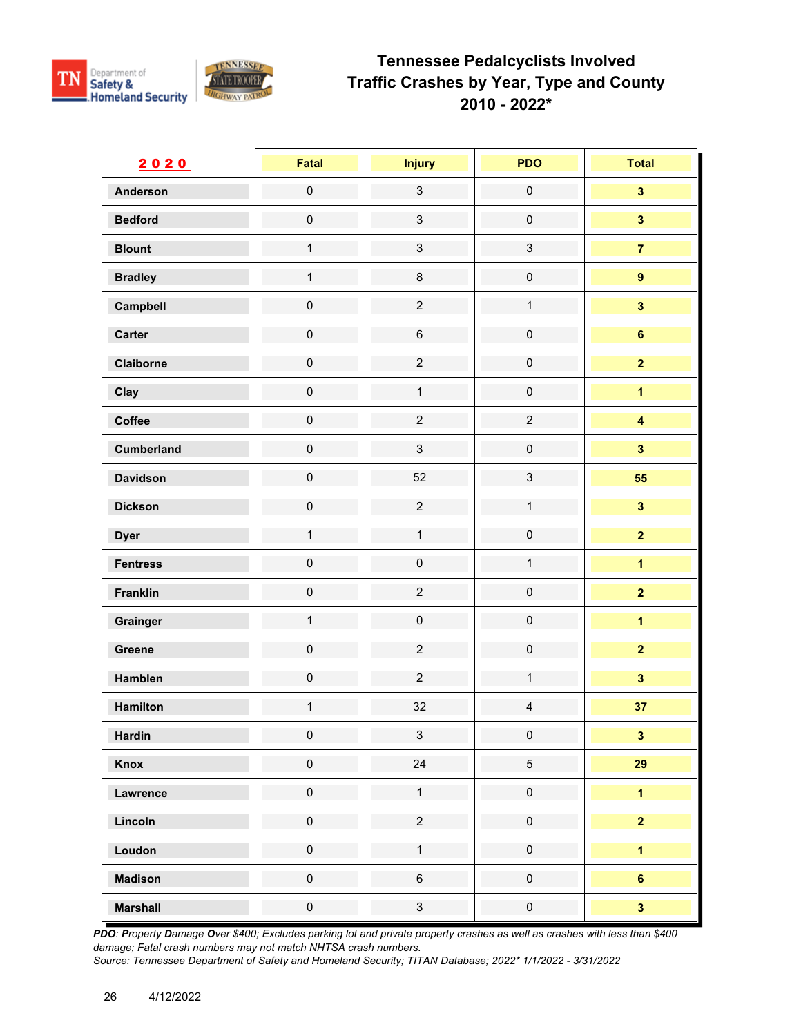# Tennessee Pedalcyclists Involved Traffic Crashes by Year, Type and County 2010 - 2022*

| 2020 | Fatal | Injury | PDO | Total |
|---|---|---|---|---|
| Anderson | 0 | 3 | 0 | 3 |
| Bedford | 0 | 3 | 0 | 3 |
| Blount | 1 | 3 | 3 | 7 |
| Bradley | 1 | 8 | 0 | 9 |
| Campbell | 0 | 2 | 1 | 3 |
| Carter | 0 | 6 | 0 | 6 |
| Claiborne | 0 | 2 | 0 | 2 |
| Clay | 0 | 1 | 0 | 1 |
| Coffee | 0 | 2 | 2 | 4 |
| Cumberland | 0 | 3 | 0 | 3 |
| Davidson | 0 | 52 | 3 | 55 |
| Dickson | 0 | 2 | 1 | 3 |
| Dyer | 1 | 1 | 0 | 2 |
| Fentress | 0 | 0 | 1 | 1 |
| Franklin | 0 | 2 | 0 | 2 |
| Grainger | 1 | 0 | 0 | 1 |
| Greene | 0 | 2 | 0 | 2 |
| Hamblen | 0 | 2 | 1 | 3 |
| Hamilton | 1 | 32 | 4 | 37 |
| Hardin | 0 | 3 | 0 | 3 |
| Knox | 0 | 24 | 5 | 29 |
| Lawrence | 0 | 1 | 0 | 1 |
| Lincoln | 0 | 2 | 0 | 2 |
| Loudon | 0 | 1 | 0 | 1 |
| Madison | 0 | 6 | 0 | 6 |
| Marshall | 0 | 3 | 0 | 3 |

*PDO: Property Damage Over $400; Excludes parking lot and private property crashes as well as crashes with less than $400 damage; Fatal crash numbers may not match NHTSA crash numbers.*
*Source: Tennessee Department of Safety and Homeland Security; TITAN Database; 2022* 1/1/2022 - 3/31/2022*

4/12/2022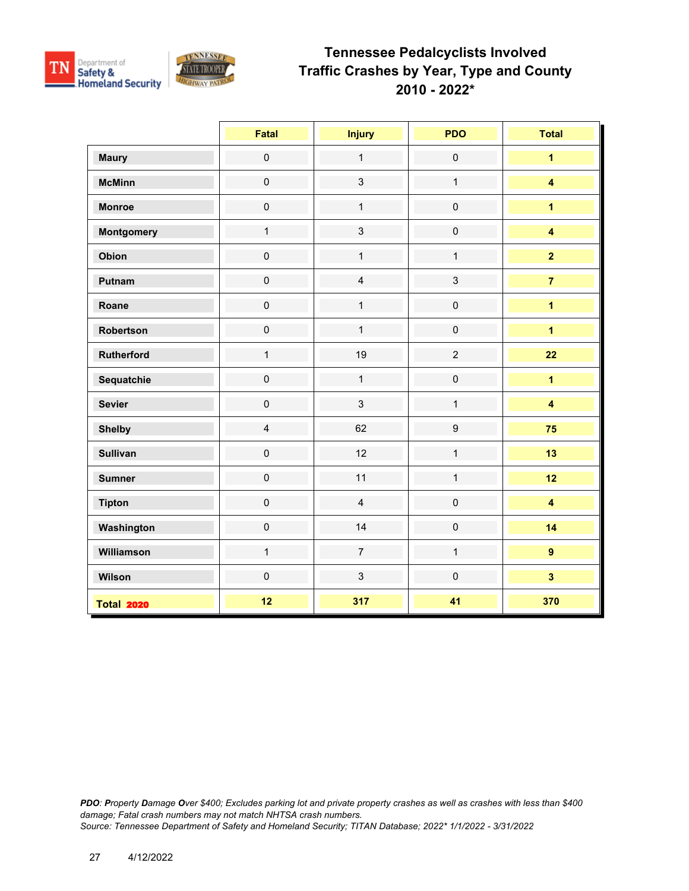# Tennessee Pedalcyclists Involved Traffic Crashes by Year, Type and County 2010 - 2022*

| | Fatal | Injury | PDO | Total |
|---|---|---|---|---|
| **Maury** | 0 | 1 | 0 | **1** |
| **McMinn** | 0 | 3 | 1 | **4** |
| **Monroe** | 0 | 1 | 0 | **1** |
| **Montgomery** | 1 | 3 | 0 | **4** |
| **Obion** | 0 | 1 | 1 | **2** |
| **Putnam** | 0 | 4 | 3 | **7** |
| **Roane** | 0 | 1 | 0 | **1** |
| **Robertson** | 0 | 1 | 0 | **1** |
| **Rutherford** | 1 | 19 | 2 | **22** |
| **Sequatchie** | 0 | 1 | 0 | **1** |
| **Sevier** | 0 | 3 | 1 | **4** |
| **Shelby** | 4 | 62 | 9 | **75** |
| **Sullivan** | 0 | 12 | 1 | **13** |
| **Sumner** | 0 | 11 | 1 | **12** |
| **Tipton** | 0 | 4 | 0 | **4** |
| **Washington** | 0 | 14 | 0 | **14** |
| **Williamson** | 1 | 7 | 1 | **9** |
| **Wilson** | 0 | 3 | 0 | **3** |
| **Total 2020** | **12** | **317** | **41** | **370** |

*PDO: Property Damage Over $400; Excludes parking lot and private property crashes as well as crashes with less than $400 damage; Fatal crash numbers may not match NHTSA crash numbers.*
*Source: Tennessee Department of Safety and Homeland Security; TITAN Database; 2022* 1/1/2022 - 3/31/2022*

4/12/2022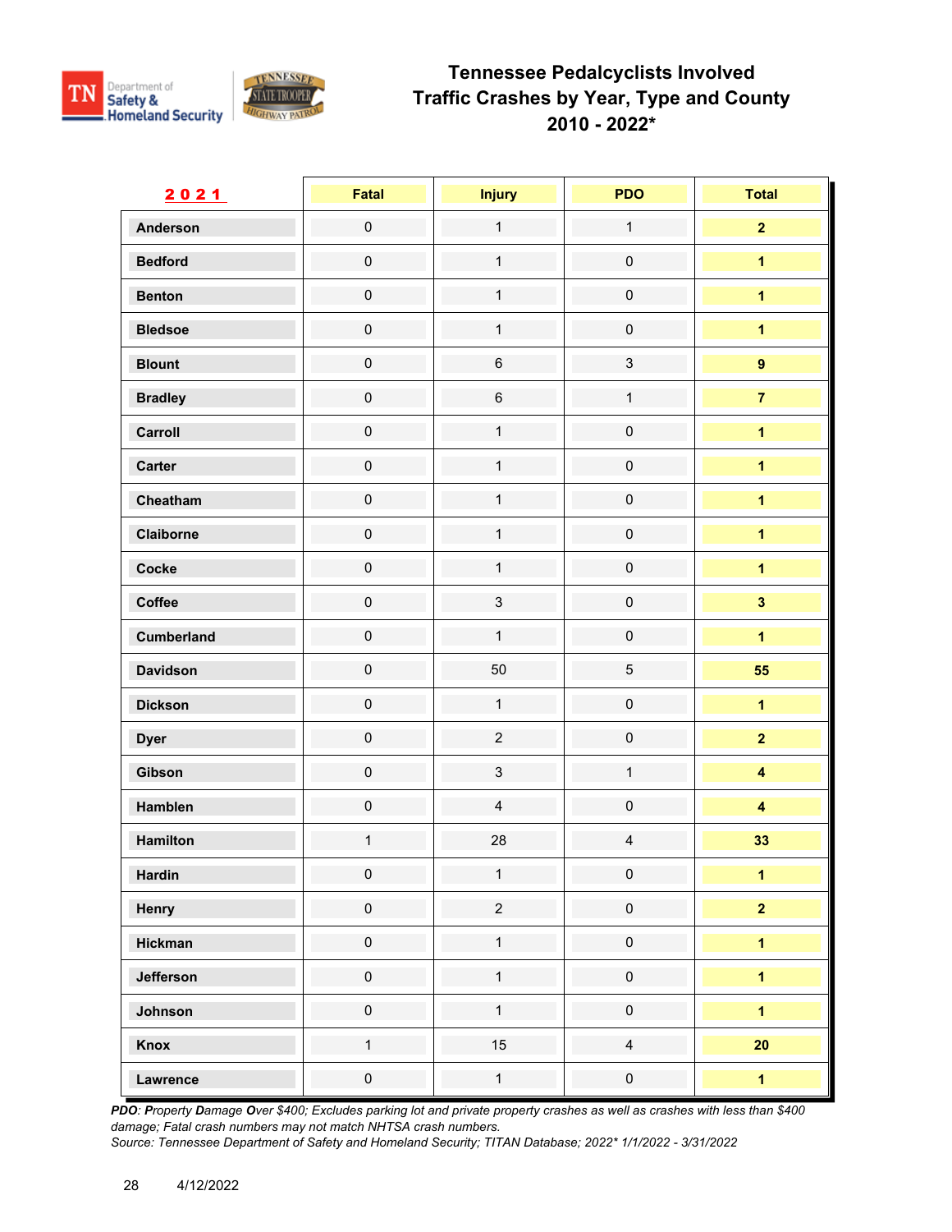# Tennessee Pedalcyclists Involved Traffic Crashes by Year, Type and County 2010 - 2022*

| 2021 | Fatal | Injury | PDO | Total |
|---|---|---|---|---|
| Anderson | 0 | 1 | 1 | **2** |
| Bedford | 0 | 1 | 0 | **1** |
| Benton | 0 | 1 | 0 | **1** |
| Bledsoe | 0 | 1 | 0 | **1** |
| Blount | 0 | 6 | 3 | **9** |
| Bradley | 0 | 6 | 1 | **7** |
| Carroll | 0 | 1 | 0 | **1** |
| Carter | 0 | 1 | 0 | **1** |
| Cheatham | 0 | 1 | 0 | **1** |
| Claiborne | 0 | 1 | 0 | **1** |
| Cocke | 0 | 1 | 0 | **1** |
| Coffee | 0 | 3 | 0 | **3** |
| Cumberland | 0 | 1 | 0 | **1** |
| Davidson | 0 | 50 | 5 | **55** |
| Dickson | 0 | 1 | 0 | **1** |
| Dyer | 0 | 2 | 0 | **2** |
| Gibson | 0 | 3 | 1 | **4** |
| Hamblen | 0 | 4 | 0 | **4** |
| Hamilton | 1 | 28 | 4 | **33** |
| Hardin | 0 | 1 | 0 | **1** |
| Henry | 0 | 2 | 0 | **2** |
| Hickman | 0 | 1 | 0 | **1** |
| Jefferson | 0 | 1 | 0 | **1** |
| Johnson | 0 | 1 | 0 | **1** |
| Knox | 1 | 15 | 4 | **20** |
| Lawrence | 0 | 1 | 0 | **1** |

*PDO: Property Damage Over $400; Excludes parking lot and private property crashes as well as crashes with less than $400 damage; Fatal crash numbers may not match NHTSA crash numbers.*
*Source: Tennessee Department of Safety and Homeland Security; TITAN Database; 2022* 1/1/2022 - 3/31/2022*

4/12/2022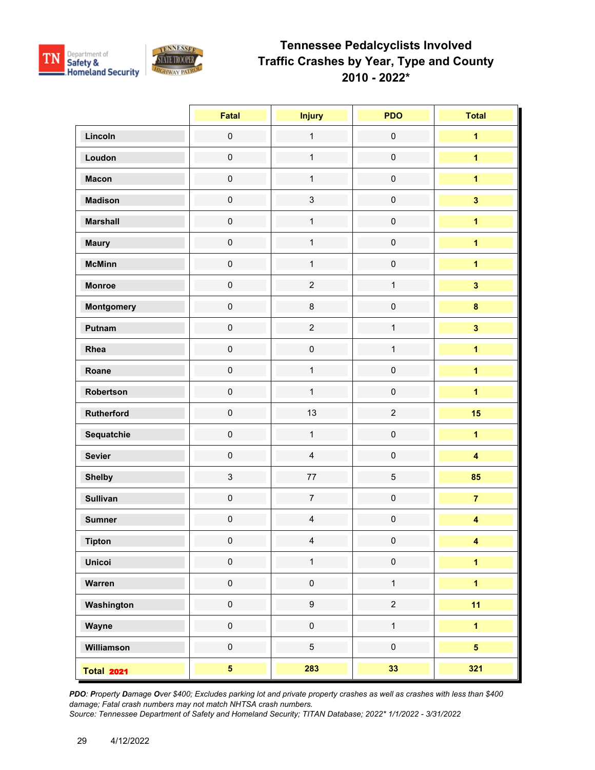# Tennessee Pedalcyclists Involved Traffic Crashes by Year, Type and County 2010 - 2022*

| | Fatal | Injury | PDO | Total |
|---|---|---|---|---|
| **Lincoln** | 0 | 1 | 0 | **1** |
| **Loudon** | 0 | 1 | 0 | **1** |
| **Macon** | 0 | 1 | 0 | **1** |
| **Madison** | 0 | 3 | 0 | **3** |
| **Marshall** | 0 | 1 | 0 | **1** |
| **Maury** | 0 | 1 | 0 | **1** |
| **McMinn** | 0 | 1 | 0 | **1** |
| **Monroe** | 0 | 2 | 1 | **3** |
| **Montgomery** | 0 | 8 | 0 | **8** |
| **Putnam** | 0 | 2 | 1 | **3** |
| **Rhea** | 0 | 0 | 1 | **1** |
| **Roane** | 0 | 1 | 0 | **1** |
| **Robertson** | 0 | 1 | 0 | **1** |
| **Rutherford** | 0 | 13 | 2 | **15** |
| **Sequatchie** | 0 | 1 | 0 | **1** |
| **Sevier** | 0 | 4 | 0 | **4** |
| **Shelby** | 3 | 77 | 5 | **85** |
| **Sullivan** | 0 | 7 | 0 | **7** |
| **Sumner** | 0 | 4 | 0 | **4** |
| **Tipton** | 0 | 4 | 0 | **4** |
| **Unicoi** | 0 | 1 | 0 | **1** |
| **Warren** | 0 | 0 | 1 | **1** |
| **Washington** | 0 | 9 | 2 | **11** |
| **Wayne** | 0 | 0 | 1 | **1** |
| **Williamson** | 0 | 5 | 0 | **5** |
| **Total 2021** | **5** | **283** | **33** | **321** |

*PDO: Property Damage Over $400; Excludes parking lot and private property crashes as well as crashes with less than $400 damage; Fatal crash numbers may not match NHTSA crash numbers.*
*Source: Tennessee Department of Safety and Homeland Security; TITAN Database; 2022* 1/1/2022 - 3/31/2022*

4/12/2022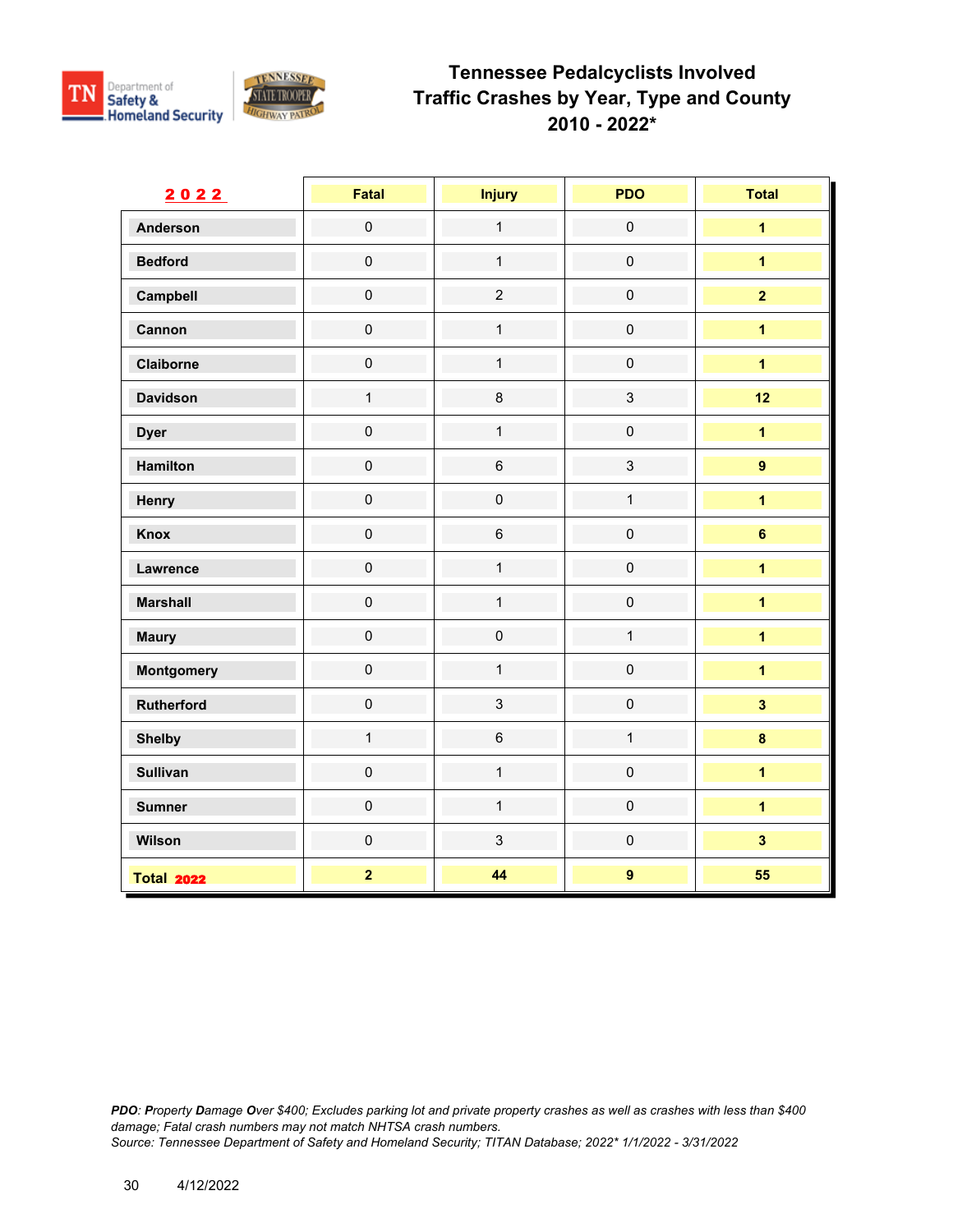# Tennessee Pedalcyclists Involved Traffic Crashes by Year, Type and County 2010 - 2022*

| 2022 | Fatal | Injury | PDO | Total |
|---|---|---|---|---|
| Anderson | 0 | 1 | 0 | **1** |
| Bedford | 0 | 1 | 0 | **1** |
| Campbell | 0 | 2 | 0 | **2** |
| Cannon | 0 | 1 | 0 | **1** |
| Claiborne | 0 | 1 | 0 | **1** |
| Davidson | 1 | 8 | 3 | **12** |
| Dyer | 0 | 1 | 0 | **1** |
| Hamilton | 0 | 6 | 3 | **9** |
| Henry | 0 | 0 | 1 | **1** |
| Knox | 0 | 6 | 0 | **6** |
| Lawrence | 0 | 1 | 0 | **1** |
| Marshall | 0 | 1 | 0 | **1** |
| Maury | 0 | 0 | 1 | **1** |
| Montgomery | 0 | 1 | 0 | **1** |
| Rutherford | 0 | 3 | 0 | **3** |
| Shelby | 1 | 6 | 1 | **8** |
| Sullivan | 0 | 1 | 0 | **1** |
| Sumner | 0 | 1 | 0 | **1** |
| Wilson | 0 | 3 | 0 | **3** |
| **Total 2022** | **2** | **44** | **9** | **55** |

*PDO: Property Damage Over $400; Excludes parking lot and private property crashes as well as crashes with less than $400 damage; Fatal crash numbers may not match NHTSA crash numbers.*
*Source: Tennessee Department of Safety and Homeland Security; TITAN Database; 2022* 1/1/2022 - 3/31/2022*

4/12/2022